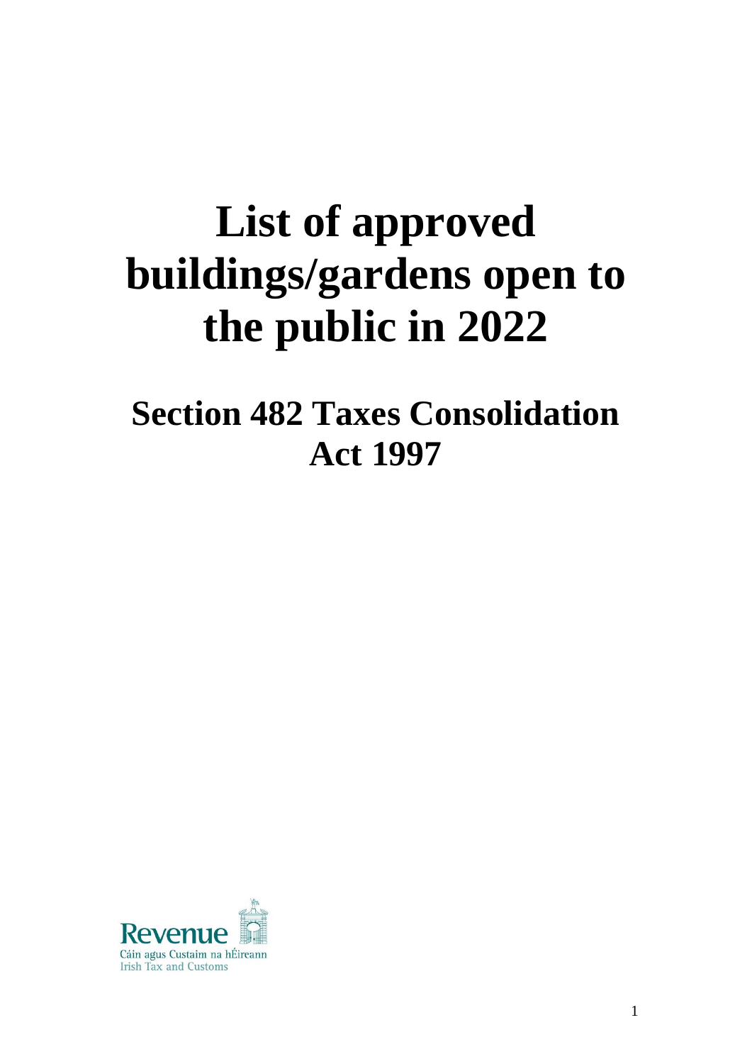# List of approved buildings/gardens open to the public in 2022

## Section 482 Taxes Consolidation Act 1997

Revenue
Cáin agus Custaim na hÉireann
Irish Tax and Customs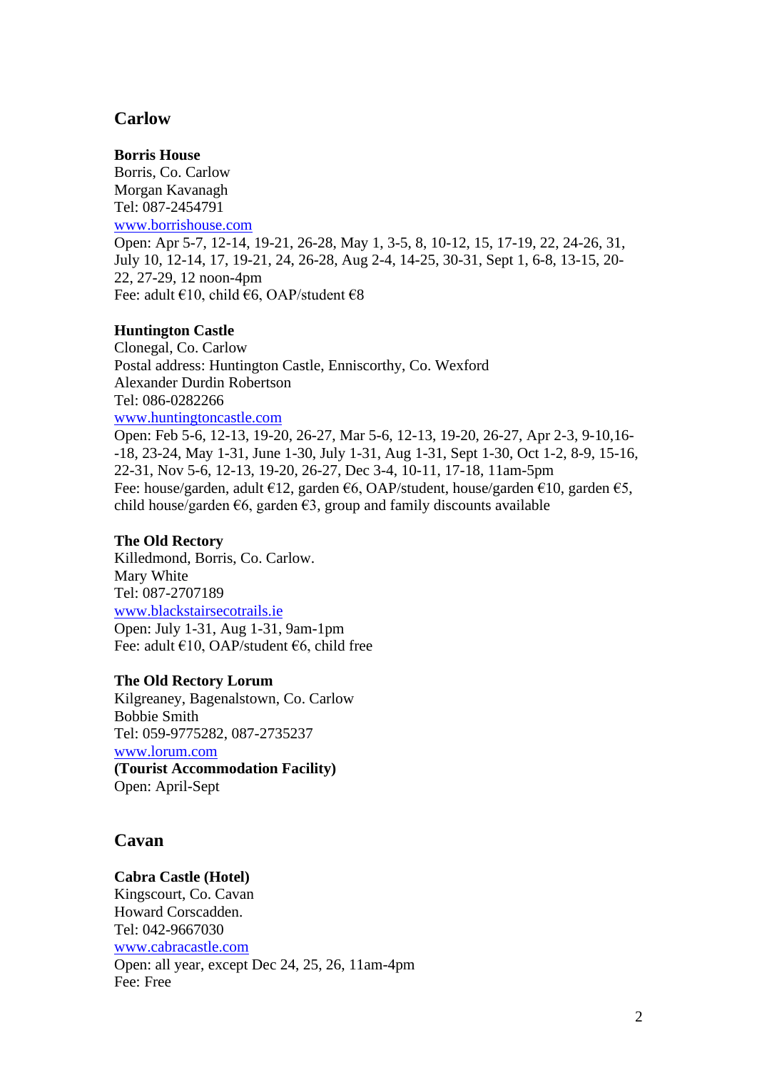## Carlow

**Borris House**
Borris, Co. Carlow
Morgan Kavanagh
Tel: 087-2454791
www.borrishouse.com
Open: Apr 5-7, 12-14, 19-21, 26-28, May 1, 3-5, 8, 10-12, 15, 17-19, 22, 24-26, 31, July 10, 12-14, 17, 19-21, 24, 26-28, Aug 2-4, 14-25, 30-31, Sept 1, 6-8, 13-15, 20-22, 27-29, 12 noon-4pm
Fee: adult €10, child €6, OAP/student €8

**Huntington Castle**
Clonegal, Co. Carlow
Postal address: Huntington Castle, Enniscorthy, Co. Wexford
Alexander Durdin Robertson
Tel: 086-0282266
www.huntingtoncastle.com
Open: Feb 5-6, 12-13, 19-20, 26-27, Mar 5-6, 12-13, 19-20, 26-27, Apr 2-3, 9-10,16--18, 23-24, May 1-31, June 1-30, July 1-31, Aug 1-31, Sept 1-30, Oct 1-2, 8-9, 15-16, 22-31, Nov 5-6, 12-13, 19-20, 26-27, Dec 3-4, 10-11, 17-18, 11am-5pm
Fee: house/garden, adult €12, garden €6, OAP/student, house/garden €10, garden €5, child house/garden €6, garden €3, group and family discounts available

**The Old Rectory**
Killedmond, Borris, Co. Carlow.
Mary White
Tel: 087-2707189
www.blackstairsecotrails.ie
Open: July 1-31, Aug 1-31, 9am-1pm
Fee: adult €10, OAP/student €6, child free

**The Old Rectory Lorum**
Kilgreaney, Bagenalstown, Co. Carlow
Bobbie Smith
Tel: 059-9775282, 087-2735237
www.lorum.com
**(Tourist Accommodation Facility)**
Open: April-Sept

## Cavan

**Cabra Castle (Hotel)**
Kingscourt, Co. Cavan
Howard Corscadden.
Tel: 042-9667030
www.cabracastle.com
Open: all year, except Dec 24, 25, 26, 11am-4pm
Fee: Free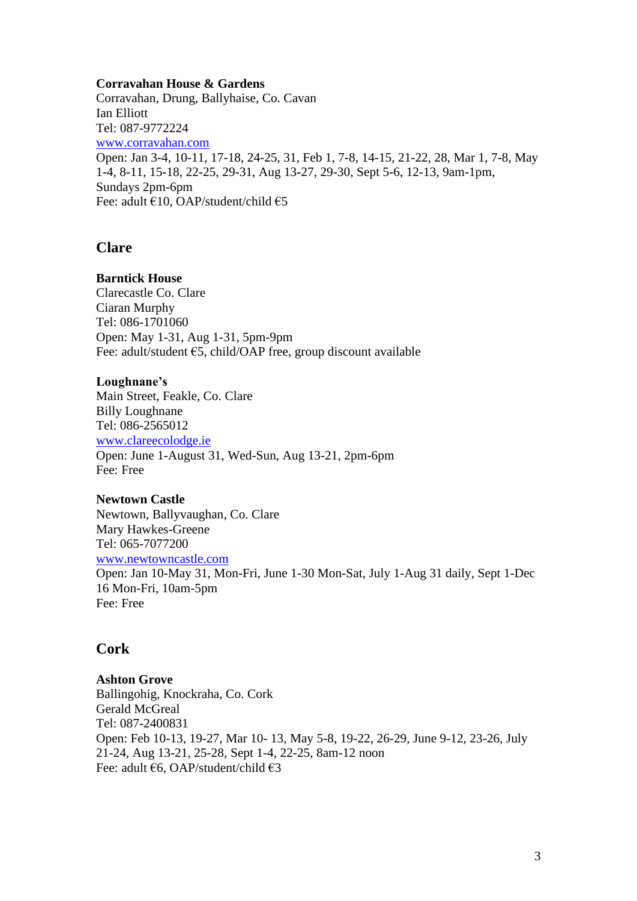**Corravahan House & Gardens**
Corravahan, Drung, Ballyhaise, Co. Cavan
Ian Elliott
Tel: 087-9772224
[www.corravahan.com](http://www.corravahan.com)
Open: Jan 3-4, 10-11, 17-18, 24-25, 31, Feb 1, 7-8, 14-15, 21-22, 28, Mar 1, 7-8, May 1-4, 8-11, 15-18, 22-25, 29-31, Aug 13-27, 29-30, Sept 5-6, 12-13, 9am-1pm, Sundays 2pm-6pm
Fee: adult €10, OAP/student/child €5

## Clare

**Barntick House**
Clarecastle Co. Clare
Ciaran Murphy
Tel: 086-1701060
Open: May 1-31, Aug 1-31, 5pm-9pm
Fee: adult/student €5, child/OAP free, group discount available

**Loughnane's**
Main Street, Feakle, Co. Clare
Billy Loughnane
Tel: 086-2565012
[www.clareecolodge.ie](http://www.clareecolodge.ie)
Open: June 1-August 31, Wed-Sun, Aug 13-21, 2pm-6pm
Fee: Free

**Newtown Castle**
Newtown, Ballyvaughan, Co. Clare
Mary Hawkes-Greene
Tel: 065-7077200
[www.newtowncastle.com](http://www.newtowncastle.com)
Open: Jan 10-May 31, Mon-Fri, June 1-30 Mon-Sat, July 1-Aug 31 daily, Sept 1-Dec 16 Mon-Fri, 10am-5pm
Fee: Free

## Cork

**Ashton Grove**
Ballingohig, Knockraha, Co. Cork
Gerald McGreal
Tel: 087-2400831
Open: Feb 10-13, 19-27, Mar 10- 13, May 5-8, 19-22, 26-29, June 9-12, 23-26, July 21-24, Aug 13-21, 25-28, Sept 1-4, 22-25, 8am-12 noon
Fee: adult €6, OAP/student/child €3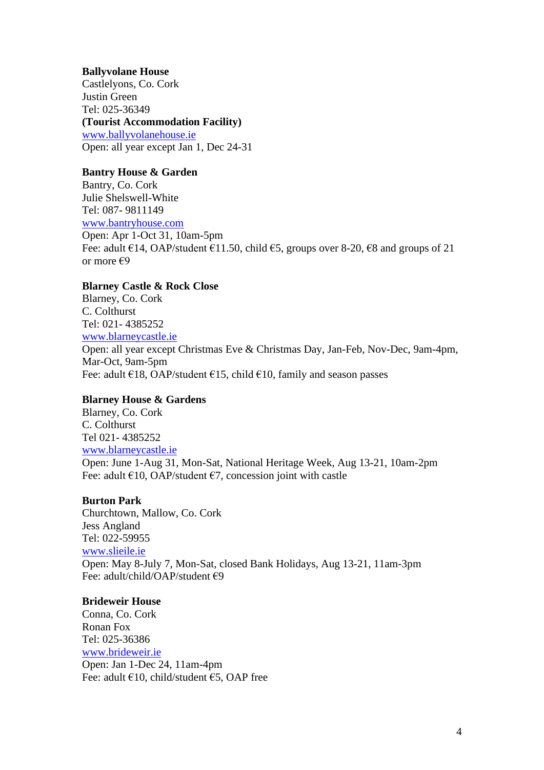**Ballyvolane House**
Castlelyons, Co. Cork
Justin Green
Tel: 025-36349
**(Tourist Accommodation Facility)**
www.ballyvolanehouse.ie
Open: all year except Jan 1, Dec 24-31

**Bantry House & Garden**
Bantry, Co. Cork
Julie Shelswell-White
Tel: 087- 9811149
www.bantryhouse.com
Open: Apr 1-Oct 31, 10am-5pm
Fee: adult €14, OAP/student €11.50, child €5, groups over 8-20, €8 and groups of 21 or more €9

**Blarney Castle & Rock Close**
Blarney, Co. Cork
C. Colthurst
Tel: 021- 4385252
www.blarneycastle.ie
Open: all year except Christmas Eve & Christmas Day, Jan-Feb, Nov-Dec, 9am-4pm, Mar-Oct, 9am-5pm
Fee: adult €18, OAP/student €15, child €10, family and season passes

**Blarney House & Gardens**
Blarney, Co. Cork
C. Colthurst
Tel 021- 4385252
www.blarneycastle.ie
Open: June 1-Aug 31, Mon-Sat, National Heritage Week, Aug 13-21, 10am-2pm
Fee: adult €10, OAP/student €7, concession joint with castle

**Burton Park**
Churchtown, Mallow, Co. Cork
Jess Angland
Tel: 022-59955
www.slieile.ie
Open: May 8-July 7, Mon-Sat, closed Bank Holidays, Aug 13-21, 11am-3pm
Fee: adult/child/OAP/student €9

**Brideweir House**
Conna, Co. Cork
Ronan Fox
Tel: 025-36386
www.brideweir.ie
Open: Jan 1-Dec 24, 11am-4pm
Fee: adult €10, child/student €5, OAP free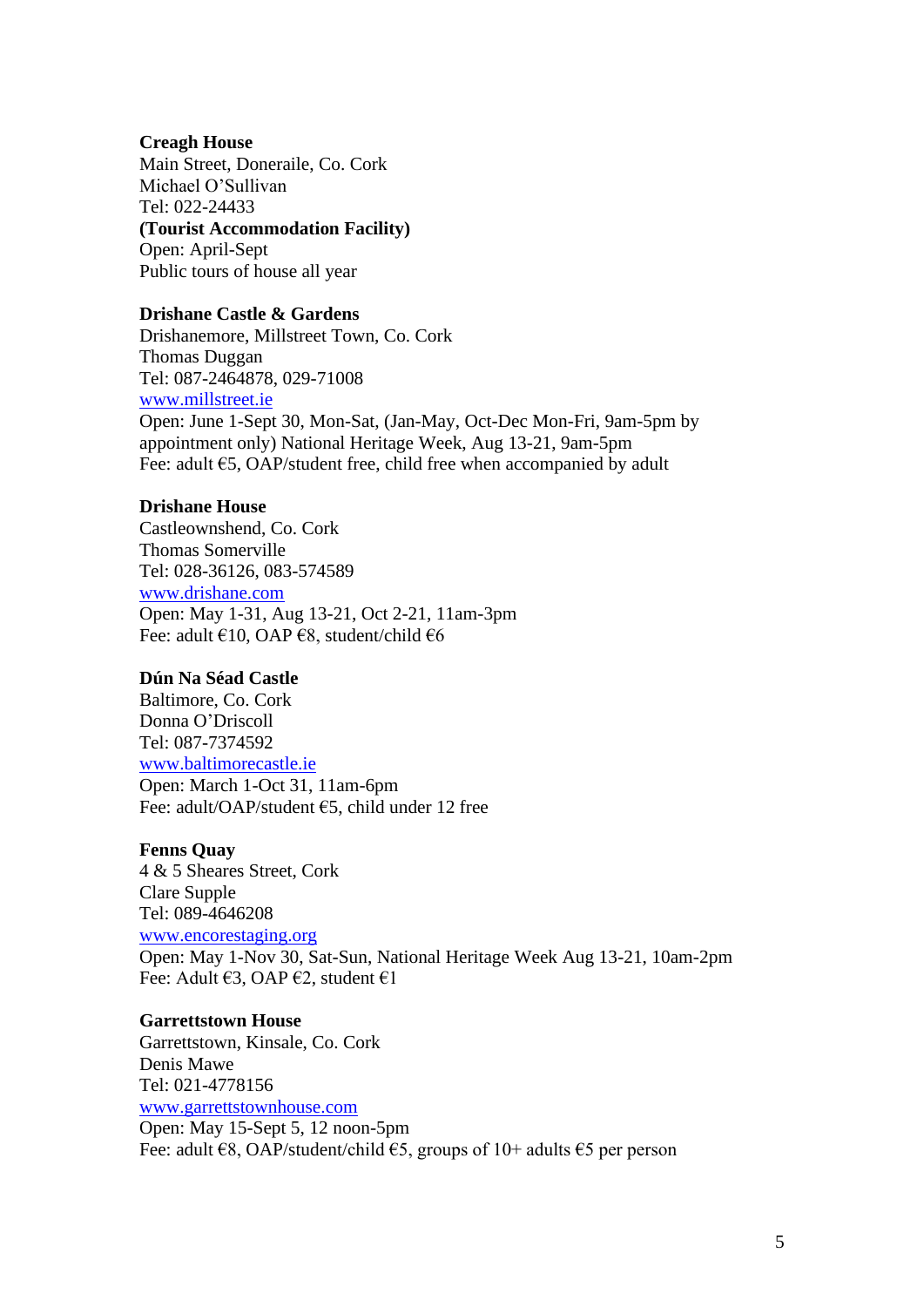**Creagh House**
Main Street, Doneraile, Co. Cork
Michael O'Sullivan
Tel: 022-24433
**(Tourist Accommodation Facility)**
Open: April-Sept
Public tours of house all year

**Drishane Castle & Gardens**
Drishanemore, Millstreet Town, Co. Cork
Thomas Duggan
Tel: 087-2464878, 029-71008
www.millstreet.ie
Open: June 1-Sept 30, Mon-Sat, (Jan-May, Oct-Dec Mon-Fri, 9am-5pm by appointment only) National Heritage Week, Aug 13-21, 9am-5pm
Fee: adult €5, OAP/student free, child free when accompanied by adult

**Drishane House**
Castleownshend, Co. Cork
Thomas Somerville
Tel: 028-36126, 083-574589
www.drishane.com
Open: May 1-31, Aug 13-21, Oct 2-21, 11am-3pm
Fee: adult €10, OAP €8, student/child €6

**Dún Na Séad Castle**
Baltimore, Co. Cork
Donna O'Driscoll
Tel: 087-7374592
www.baltimorecastle.ie
Open: March 1-Oct 31, 11am-6pm
Fee: adult/OAP/student €5, child under 12 free

**Fenns Quay**
4 & 5 Sheares Street, Cork
Clare Supple
Tel: 089-4646208
www.encorestaging.org
Open: May 1-Nov 30, Sat-Sun, National Heritage Week Aug 13-21, 10am-2pm
Fee: Adult €3, OAP €2, student €1

**Garrettstown House**
Garrettstown, Kinsale, Co. Cork
Denis Mawe
Tel: 021-4778156
www.garrettstownhouse.com
Open: May 15-Sept 5, 12 noon-5pm
Fee: adult €8, OAP/student/child €5, groups of 10+ adults €5 per person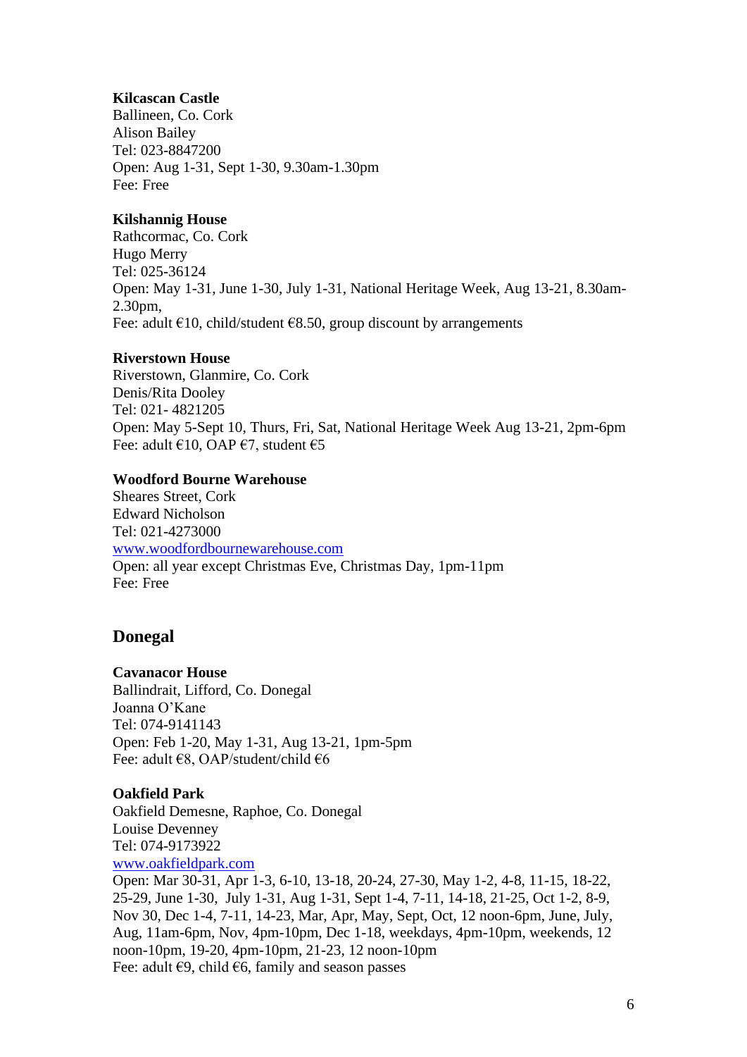**Kilcascan Castle**
Ballineen, Co. Cork
Alison Bailey
Tel: 023-8847200
Open: Aug 1-31, Sept 1-30, 9.30am-1.30pm
Fee: Free

**Kilshannig House**
Rathcormac, Co. Cork
Hugo Merry
Tel: 025-36124
Open: May 1-31, June 1-30, July 1-31, National Heritage Week, Aug 13-21, 8.30am-2.30pm,
Fee: adult €10, child/student €8.50, group discount by arrangements

**Riverstown House**
Riverstown, Glanmire, Co. Cork
Denis/Rita Dooley
Tel: 021- 4821205
Open: May 5-Sept 10, Thurs, Fri, Sat, National Heritage Week Aug 13-21, 2pm-6pm
Fee: adult €10, OAP €7, student €5

**Woodford Bourne Warehouse**
Sheares Street, Cork
Edward Nicholson
Tel: 021-4273000
www.woodfordbournewarehouse.com
Open: all year except Christmas Eve, Christmas Day, 1pm-11pm
Fee: Free

## Donegal

**Cavanacor House**
Ballindrait, Lifford, Co. Donegal
Joanna O'Kane
Tel: 074-9141143
Open: Feb 1-20, May 1-31, Aug 13-21, 1pm-5pm
Fee: adult €8, OAP/student/child €6

**Oakfield Park**
Oakfield Demesne, Raphoe, Co. Donegal
Louise Devenney
Tel: 074-9173922
www.oakfieldpark.com
Open: Mar 30-31, Apr 1-3, 6-10, 13-18, 20-24, 27-30, May 1-2, 4-8, 11-15, 18-22, 25-29, June 1-30, July 1-31, Aug 1-31, Sept 1-4, 7-11, 14-18, 21-25, Oct 1-2, 8-9, Nov 30, Dec 1-4, 7-11, 14-23, Mar, Apr, May, Sept, Oct, 12 noon-6pm, June, July, Aug, 11am-6pm, Nov, 4pm-10pm, Dec 1-18, weekdays, 4pm-10pm, weekends, 12 noon-10pm, 19-20, 4pm-10pm, 21-23, 12 noon-10pm
Fee: adult €9, child €6, family and season passes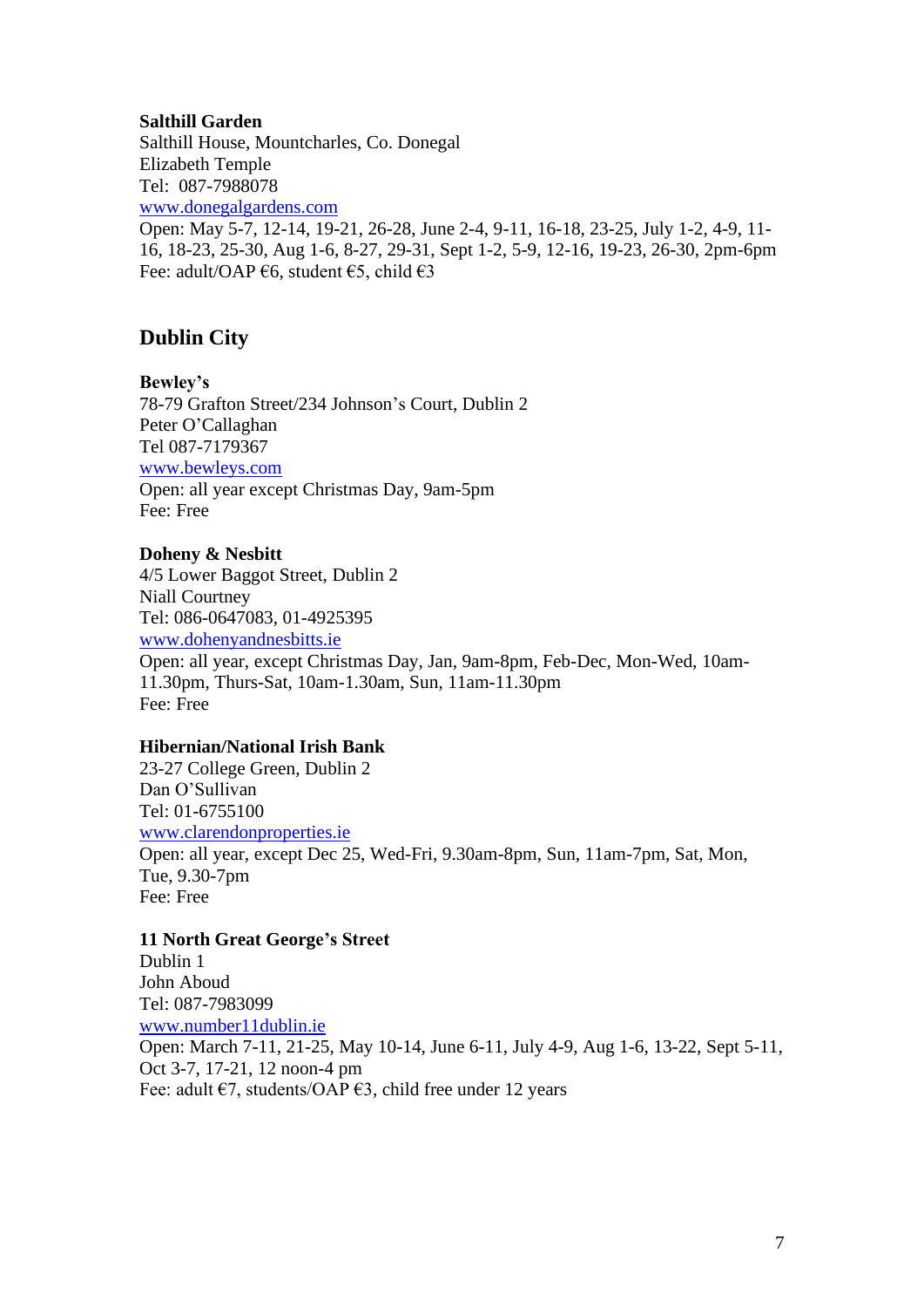**Salthill Garden**
Salthill House, Mountcharles, Co. Donegal
Elizabeth Temple
Tel: 087-7988078
www.donegalgardens.com
Open: May 5-7, 12-14, 19-21, 26-28, June 2-4, 9-11, 16-18, 23-25, July 1-2, 4-9, 11-16, 18-23, 25-30, Aug 1-6, 8-27, 29-31, Sept 1-2, 5-9, 12-16, 19-23, 26-30, 2pm-6pm
Fee: adult/OAP €6, student €5, child €3

## Dublin City

**Bewley's**
78-79 Grafton Street/234 Johnson's Court, Dublin 2
Peter O'Callaghan
Tel 087-7179367
www.bewleys.com
Open: all year except Christmas Day, 9am-5pm
Fee: Free

**Doheny & Nesbitt**
4/5 Lower Baggot Street, Dublin 2
Niall Courtney
Tel: 086-0647083, 01-4925395
www.dohenyandnesbitts.ie
Open: all year, except Christmas Day, Jan, 9am-8pm, Feb-Dec, Mon-Wed, 10am-11.30pm, Thurs-Sat, 10am-1.30am, Sun, 11am-11.30pm
Fee: Free

**Hibernian/National Irish Bank**
23-27 College Green, Dublin 2
Dan O'Sullivan
Tel: 01-6755100
www.clarendonproperties.ie
Open: all year, except Dec 25, Wed-Fri, 9.30am-8pm, Sun, 11am-7pm, Sat, Mon, Tue, 9.30-7pm
Fee: Free

**11 North Great George's Street**
Dublin 1
John Aboud
Tel: 087-7983099
www.number11dublin.ie
Open: March 7-11, 21-25, May 10-14, June 6-11, July 4-9, Aug 1-6, 13-22, Sept 5-11, Oct 3-7, 17-21, 12 noon-4 pm
Fee: adult €7, students/OAP €3, child free under 12 years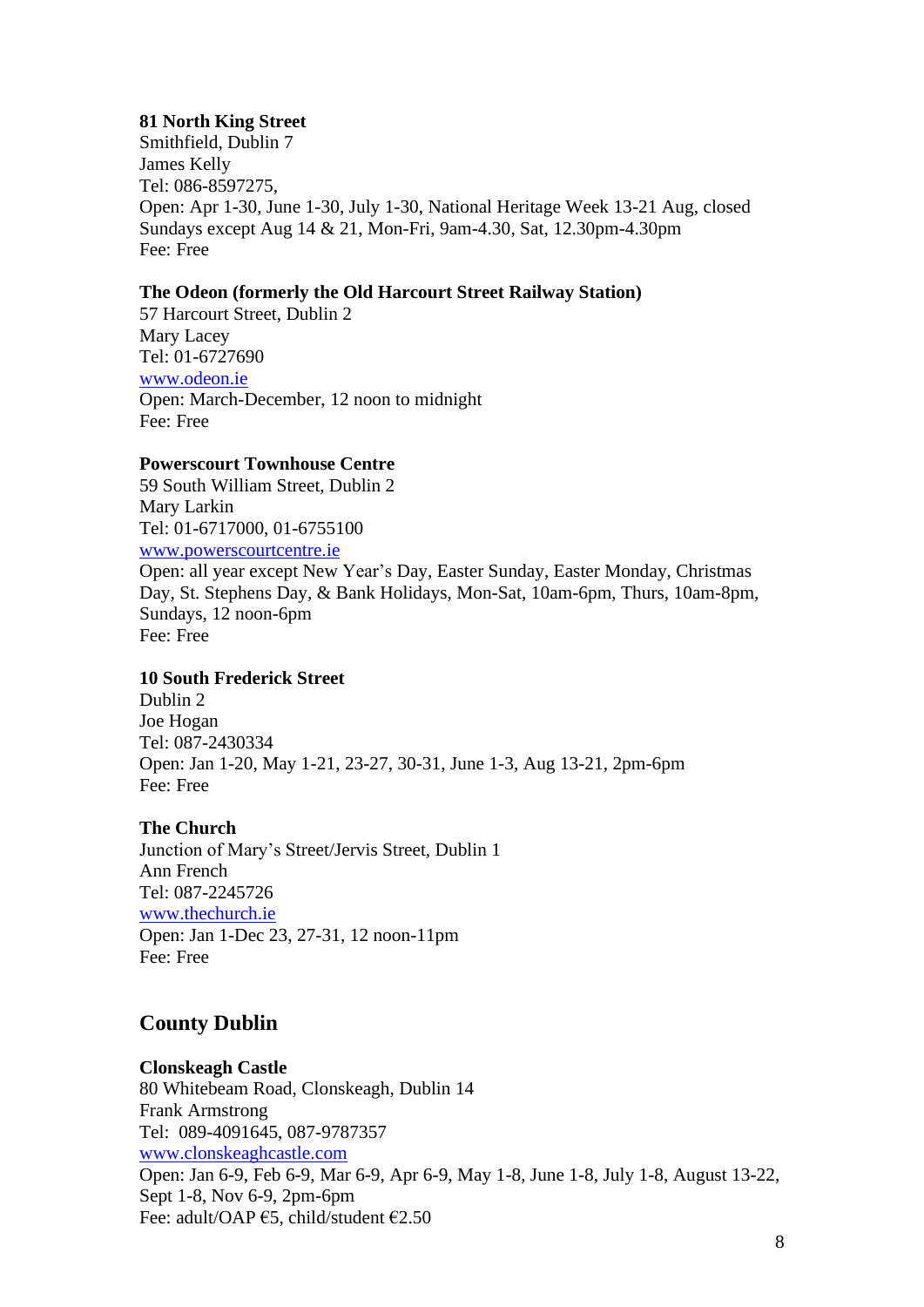**81 North King Street**
Smithfield, Dublin 7
James Kelly
Tel: 086-8597275,
Open: Apr 1-30, June 1-30, July 1-30, National Heritage Week 13-21 Aug, closed Sundays except Aug 14 & 21, Mon-Fri, 9am-4.30, Sat, 12.30pm-4.30pm
Fee: Free

**The Odeon (formerly the Old Harcourt Street Railway Station)**
57 Harcourt Street, Dublin 2
Mary Lacey
Tel: 01-6727690
www.odeon.ie
Open: March-December, 12 noon to midnight
Fee: Free

**Powerscourt Townhouse Centre**
59 South William Street, Dublin 2
Mary Larkin
Tel: 01-6717000, 01-6755100
www.powerscourtcentre.ie
Open: all year except New Year's Day, Easter Sunday, Easter Monday, Christmas Day, St. Stephens Day, & Bank Holidays, Mon-Sat, 10am-6pm, Thurs, 10am-8pm, Sundays, 12 noon-6pm
Fee: Free

**10 South Frederick Street**
Dublin 2
Joe Hogan
Tel: 087-2430334
Open: Jan 1-20, May 1-21, 23-27, 30-31, June 1-3, Aug 13-21, 2pm-6pm
Fee: Free

**The Church**
Junction of Mary's Street/Jervis Street, Dublin 1
Ann French
Tel: 087-2245726
www.thechurch.ie
Open: Jan 1-Dec 23, 27-31, 12 noon-11pm
Fee: Free

## County Dublin

**Clonskeagh Castle**
80 Whitebeam Road, Clonskeagh, Dublin 14
Frank Armstrong
Tel: 089-4091645, 087-9787357
www.clonskeaghcastle.com
Open: Jan 6-9, Feb 6-9, Mar 6-9, Apr 6-9, May 1-8, June 1-8, July 1-8, August 13-22, Sept 1-8, Nov 6-9, 2pm-6pm
Fee: adult/OAP €5, child/student €2.50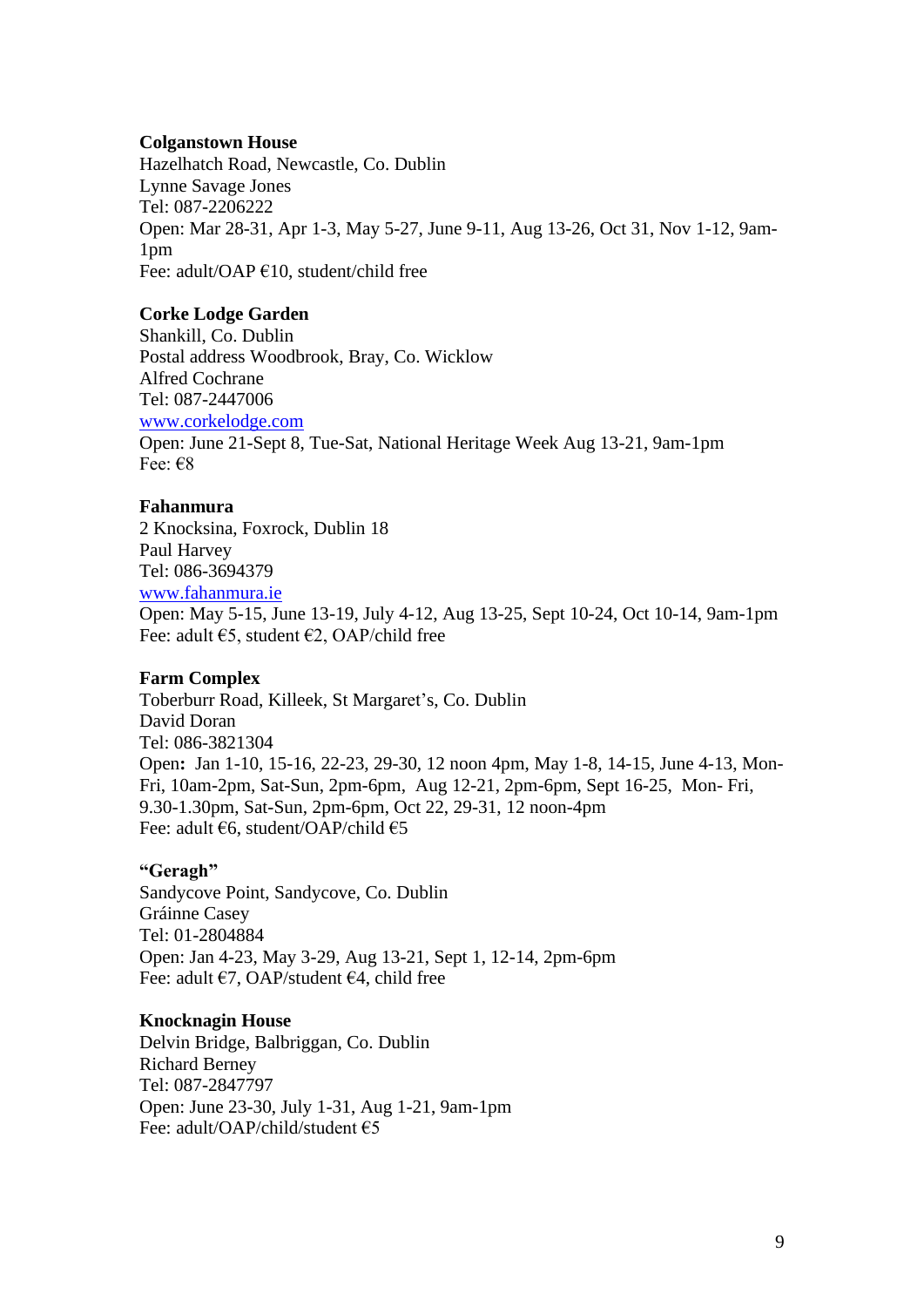**Colganstown House**
Hazelhatch Road, Newcastle, Co. Dublin
Lynne Savage Jones
Tel: 087-2206222
Open: Mar 28-31, Apr 1-3, May 5-27, June 9-11, Aug 13-26, Oct 31, Nov 1-12, 9am-1pm
Fee: adult/OAP €10, student/child free

**Corke Lodge Garden**
Shankill, Co. Dublin
Postal address Woodbrook, Bray, Co. Wicklow
Alfred Cochrane
Tel: 087-2447006
www.corkelodge.com
Open: June 21-Sept 8, Tue-Sat, National Heritage Week Aug 13-21, 9am-1pm
Fee: €8

**Fahanmura**
2 Knocksina, Foxrock, Dublin 18
Paul Harvey
Tel: 086-3694379
www.fahanmura.ie
Open: May 5-15, June 13-19, July 4-12, Aug 13-25, Sept 10-24, Oct 10-14, 9am-1pm
Fee: adult €5, student €2, OAP/child free

**Farm Complex**
Toberburr Road, Killeek, St Margaret's, Co. Dublin
David Doran
Tel: 086-3821304
Open**:** Jan 1-10, 15-16, 22-23, 29-30, 12 noon 4pm, May 1-8, 14-15, June 4-13, Mon-Fri, 10am-2pm, Sat-Sun, 2pm-6pm, Aug 12-21, 2pm-6pm, Sept 16-25, Mon- Fri, 9.30-1.30pm, Sat-Sun, 2pm-6pm, Oct 22, 29-31, 12 noon-4pm
Fee: adult €6, student/OAP/child €5

**"Geragh"**
Sandycove Point, Sandycove, Co. Dublin
Gráinne Casey
Tel: 01-2804884
Open: Jan 4-23, May 3-29, Aug 13-21, Sept 1, 12-14, 2pm-6pm
Fee: adult €7, OAP/student €4, child free

**Knocknagin House**
Delvin Bridge, Balbriggan, Co. Dublin
Richard Berney
Tel: 087-2847797
Open: June 23-30, July 1-31, Aug 1-21, 9am-1pm
Fee: adult/OAP/child/student €5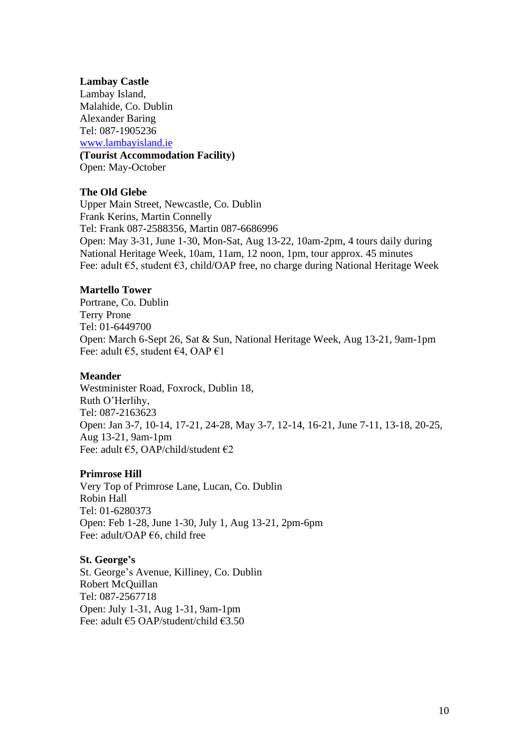**Lambay Castle**
Lambay Island,
Malahide, Co. Dublin
Alexander Baring
Tel: 087-1905236
[www.lambayisland.ie](http://www.lambayisland.ie)
**(Tourist Accommodation Facility)**
Open: May-October

**The Old Glebe**
Upper Main Street, Newcastle, Co. Dublin
Frank Kerins, Martin Connelly
Tel: Frank 087-2588356, Martin 087-6686996
Open: May 3-31, June 1-30, Mon-Sat, Aug 13-22, 10am-2pm, 4 tours daily during National Heritage Week, 10am, 11am, 12 noon, 1pm, tour approx. 45 minutes
Fee: adult €5, student €3, child/OAP free, no charge during National Heritage Week

**Martello Tower**
Portrane, Co. Dublin
Terry Prone
Tel: 01-6449700
Open: March 6-Sept 26, Sat & Sun, National Heritage Week, Aug 13-21, 9am-1pm
Fee: adult €5, student €4, OAP €1

**Meander**
Westminister Road, Foxrock, Dublin 18,
Ruth O'Herlihy,
Tel: 087-2163623
Open: Jan 3-7, 10-14, 17-21, 24-28, May 3-7, 12-14, 16-21, June 7-11, 13-18, 20-25, Aug 13-21, 9am-1pm
Fee: adult €5, OAP/child/student €2

**Primrose Hill**
Very Top of Primrose Lane, Lucan, Co. Dublin
Robin Hall
Tel: 01-6280373
Open: Feb 1-28, June 1-30, July 1, Aug 13-21, 2pm-6pm
Fee: adult/OAP €6, child free

**St. George's**
St. George's Avenue, Killiney, Co. Dublin
Robert McQuillan
Tel: 087-2567718
Open: July 1-31, Aug 1-31, 9am-1pm
Fee: adult €5 OAP/student/child €3.50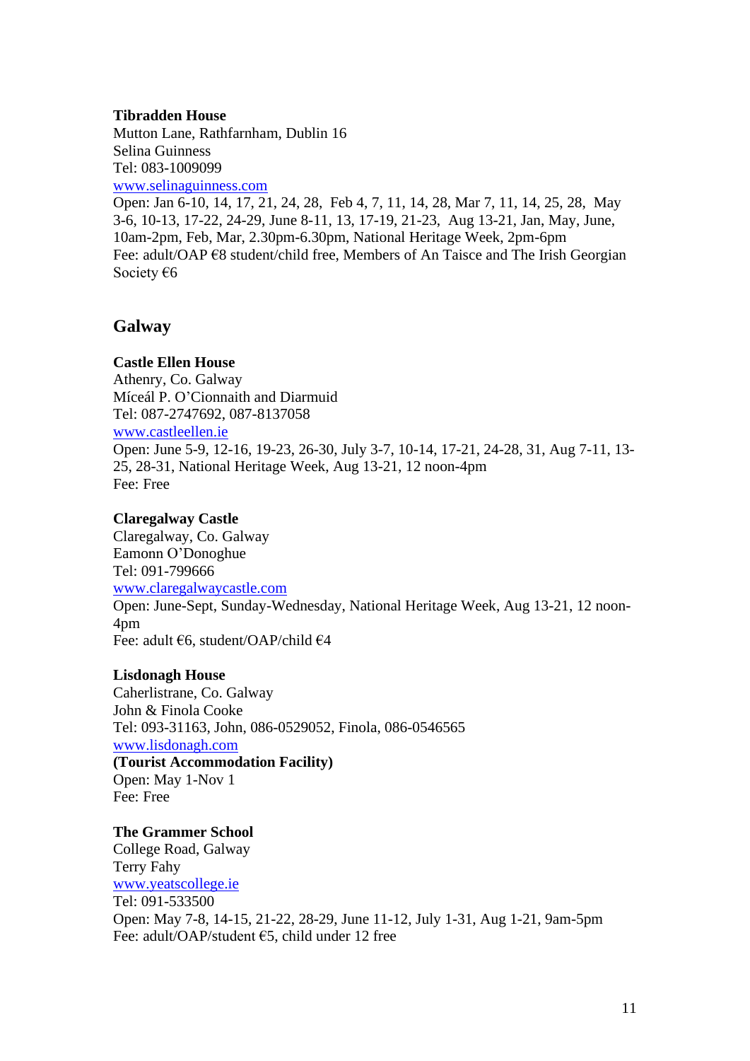**Tibradden House**
Mutton Lane, Rathfarnham, Dublin 16
Selina Guinness
Tel: 083-1009099
www.selinaguinness.com
Open: Jan 6-10, 14, 17, 21, 24, 28, Feb 4, 7, 11, 14, 28, Mar 7, 11, 14, 25, 28, May 3-6, 10-13, 17-22, 24-29, June 8-11, 13, 17-19, 21-23, Aug 13-21, Jan, May, June, 10am-2pm, Feb, Mar, 2.30pm-6.30pm, National Heritage Week, 2pm-6pm
Fee: adult/OAP €8 student/child free, Members of An Taisce and The Irish Georgian Society €6

## Galway

**Castle Ellen House**
Athenry, Co. Galway
Míceál P. O'Cionnaith and Diarmuid
Tel: 087-2747692, 087-8137058
www.castleellen.ie
Open: June 5-9, 12-16, 19-23, 26-30, July 3-7, 10-14, 17-21, 24-28, 31, Aug 7-11, 13-25, 28-31, National Heritage Week, Aug 13-21, 12 noon-4pm
Fee: Free

**Claregalway Castle**
Claregalway, Co. Galway
Eamonn O'Donoghue
Tel: 091-799666
www.claregalwaycastle.com
Open: June-Sept, Sunday-Wednesday, National Heritage Week, Aug 13-21, 12 noon-4pm
Fee: adult €6, student/OAP/child €4

**Lisdonagh House**
Caherlistrane, Co. Galway
John & Finola Cooke
Tel: 093-31163, John, 086-0529052, Finola, 086-0546565
www.lisdonagh.com
**(Tourist Accommodation Facility)**
Open: May 1-Nov 1
Fee: Free

**The Grammer School**
College Road, Galway
Terry Fahy
www.yeatscollege.ie
Tel: 091-533500
Open: May 7-8, 14-15, 21-22, 28-29, June 11-12, July 1-31, Aug 1-21, 9am-5pm
Fee: adult/OAP/student €5, child under 12 free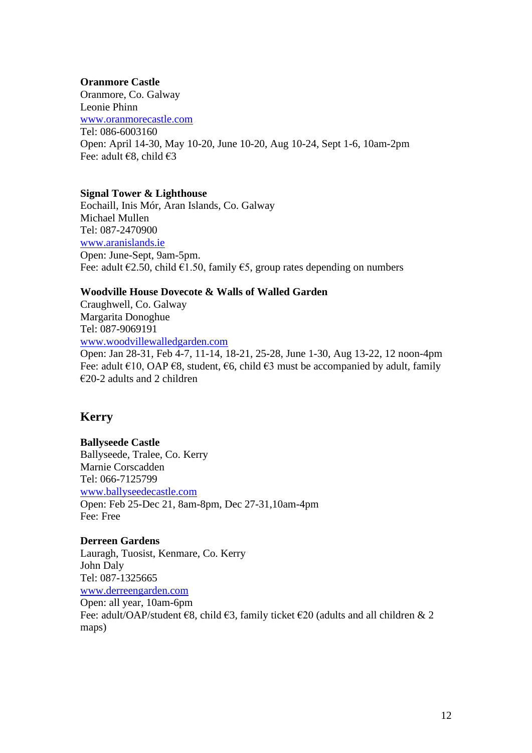**Oranmore Castle**
Oranmore, Co. Galway
Leonie Phinn
www.oranmorecastle.com
Tel: 086-6003160
Open: April 14-30, May 10-20, June 10-20, Aug 10-24, Sept 1-6, 10am-2pm
Fee: adult €8, child €3

**Signal Tower & Lighthouse**
Eochaill, Inis Mór, Aran Islands, Co. Galway
Michael Mullen
Tel: 087-2470900
www.aranislands.ie
Open: June-Sept, 9am-5pm.
Fee: adult €2.50, child €1.50, family €5, group rates depending on numbers

**Woodville House Dovecote & Walls of Walled Garden**
Craughwell, Co. Galway
Margarita Donoghue
Tel: 087-9069191
www.woodvillewalledgarden.com
Open: Jan 28-31, Feb 4-7, 11-14, 18-21, 25-28, June 1-30, Aug 13-22, 12 noon-4pm
Fee: adult €10, OAP €8, student, €6, child €3 must be accompanied by adult, family €20-2 adults and 2 children

## Kerry

**Ballyseede Castle**
Ballyseede, Tralee, Co. Kerry
Marnie Corscadden
Tel: 066-7125799
www.ballyseedecastle.com
Open: Feb 25-Dec 21, 8am-8pm, Dec 27-31,10am-4pm
Fee: Free

**Derreen Gardens**
Lauragh, Tuosist, Kenmare, Co. Kerry
John Daly
Tel: 087-1325665
www.derreengarden.com
Open: all year, 10am-6pm
Fee: adult/OAP/student €8, child €3, family ticket €20 (adults and all children & 2 maps)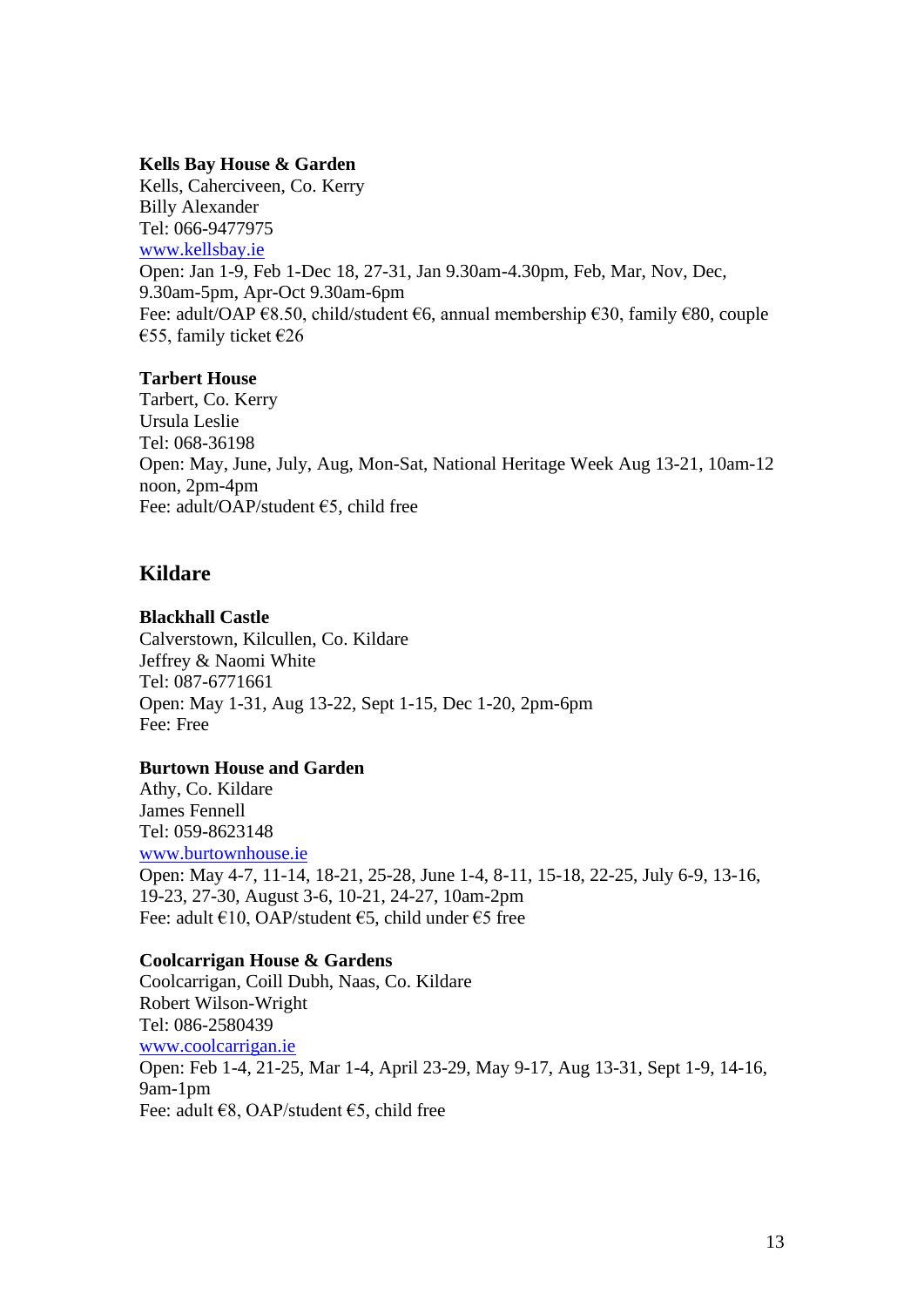**Kells Bay House & Garden**
Kells, Caherciveen, Co. Kerry
Billy Alexander
Tel: 066-9477975
www.kellsbay.ie
Open: Jan 1-9, Feb 1-Dec 18, 27-31, Jan 9.30am-4.30pm, Feb, Mar, Nov, Dec, 9.30am-5pm, Apr-Oct 9.30am-6pm
Fee: adult/OAP €8.50, child/student €6, annual membership €30, family €80, couple €55, family ticket €26

**Tarbert House**
Tarbert, Co. Kerry
Ursula Leslie
Tel: 068-36198
Open: May, June, July, Aug, Mon-Sat, National Heritage Week Aug 13-21, 10am-12 noon, 2pm-4pm
Fee: adult/OAP/student €5, child free

## Kildare

**Blackhall Castle**
Calverstown, Kilcullen, Co. Kildare
Jeffrey & Naomi White
Tel: 087-6771661
Open: May 1-31, Aug 13-22, Sept 1-15, Dec 1-20, 2pm-6pm
Fee: Free

**Burtown House and Garden**
Athy, Co. Kildare
James Fennell
Tel: 059-8623148
www.burtownhouse.ie
Open: May 4-7, 11-14, 18-21, 25-28, June 1-4, 8-11, 15-18, 22-25, July 6-9, 13-16, 19-23, 27-30, August 3-6, 10-21, 24-27, 10am-2pm
Fee: adult €10, OAP/student €5, child under €5 free

**Coolcarrigan House & Gardens**
Coolcarrigan, Coill Dubh, Naas, Co. Kildare
Robert Wilson-Wright
Tel: 086-2580439
www.coolcarrigan.ie
Open: Feb 1-4, 21-25, Mar 1-4, April 23-29, May 9-17, Aug 13-31, Sept 1-9, 14-16, 9am-1pm
Fee: adult €8, OAP/student €5, child free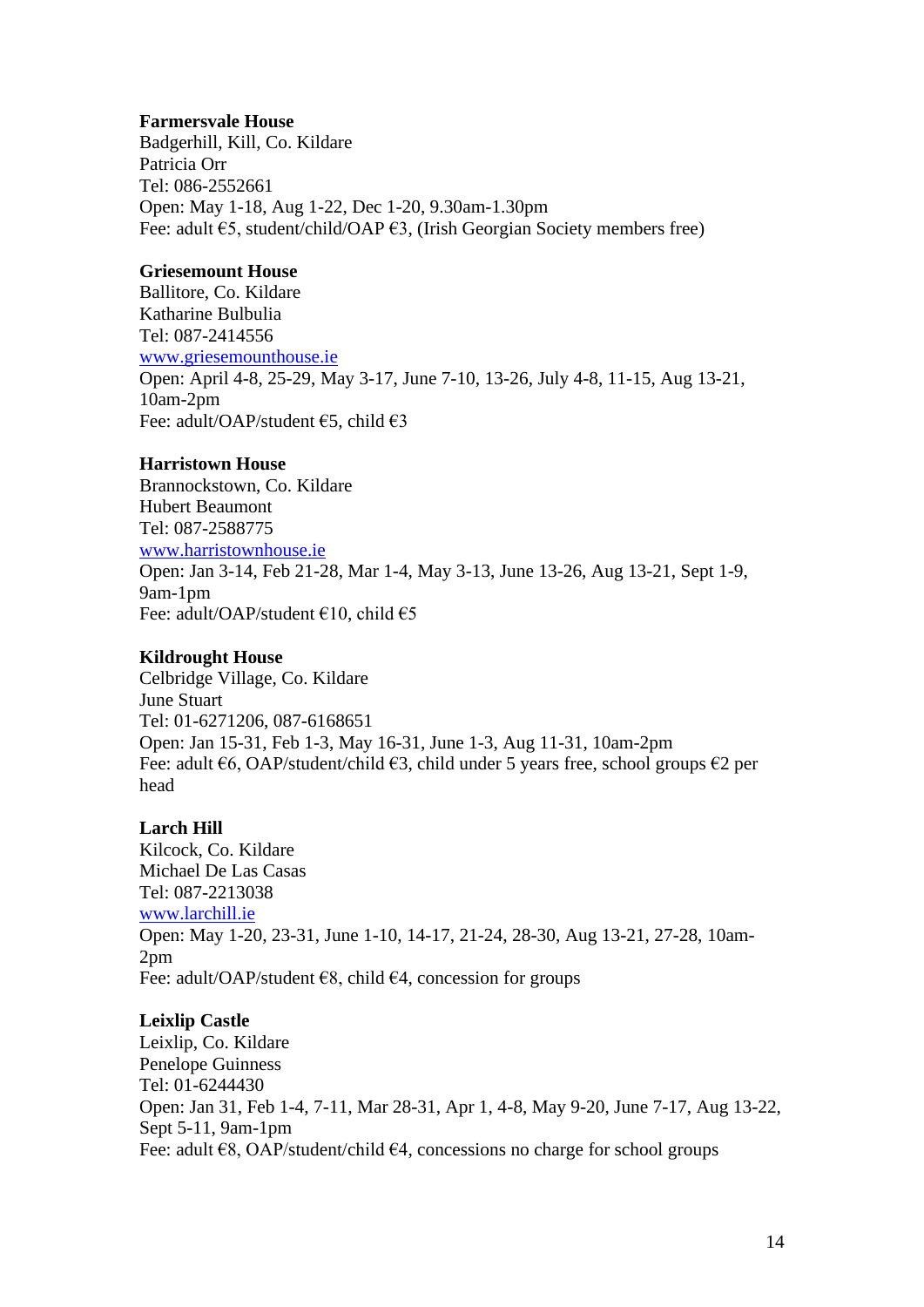**Farmersvale House**
Badgerhill, Kill, Co. Kildare
Patricia Orr
Tel: 086-2552661
Open: May 1-18, Aug 1-22, Dec 1-20, 9.30am-1.30pm
Fee: adult €5, student/child/OAP €3, (Irish Georgian Society members free)

**Griesemount House**
Ballitore, Co. Kildare
Katharine Bulbulia
Tel: 087-2414556
www.griesemounthouse.ie
Open: April 4-8, 25-29, May 3-17, June 7-10, 13-26, July 4-8, 11-15, Aug 13-21, 10am-2pm
Fee: adult/OAP/student €5, child €3

**Harristown House**
Brannockstown, Co. Kildare
Hubert Beaumont
Tel: 087-2588775
www.harristownhouse.ie
Open: Jan 3-14, Feb 21-28, Mar 1-4, May 3-13, June 13-26, Aug 13-21, Sept 1-9, 9am-1pm
Fee: adult/OAP/student €10, child €5

**Kildrought House**
Celbridge Village, Co. Kildare
June Stuart
Tel: 01-6271206, 087-6168651
Open: Jan 15-31, Feb 1-3, May 16-31, June 1-3, Aug 11-31, 10am-2pm
Fee: adult €6, OAP/student/child €3, child under 5 years free, school groups €2 per head

**Larch Hill**
Kilcock, Co. Kildare
Michael De Las Casas
Tel: 087-2213038
www.larchill.ie
Open: May 1-20, 23-31, June 1-10, 14-17, 21-24, 28-30, Aug 13-21, 27-28, 10am-2pm
Fee: adult/OAP/student €8, child €4, concession for groups

**Leixlip Castle**
Leixlip, Co. Kildare
Penelope Guinness
Tel: 01-6244430
Open: Jan 31, Feb 1-4, 7-11, Mar 28-31, Apr 1, 4-8, May 9-20, June 7-17, Aug 13-22, Sept 5-11, 9am-1pm
Fee: adult €8, OAP/student/child €4, concessions no charge for school groups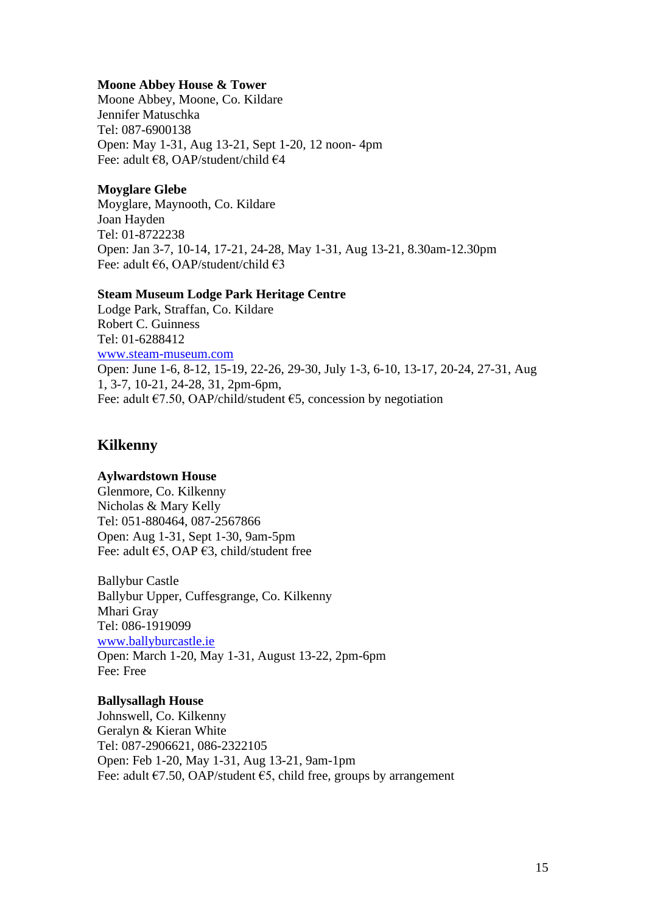**Moone Abbey House & Tower**
Moone Abbey, Moone, Co. Kildare
Jennifer Matuschka
Tel: 087-6900138
Open: May 1-31, Aug 13-21, Sept 1-20, 12 noon- 4pm
Fee: adult €8, OAP/student/child €4

**Moyglare Glebe**
Moyglare, Maynooth, Co. Kildare
Joan Hayden
Tel: 01-8722238
Open: Jan 3-7, 10-14, 17-21, 24-28, May 1-31, Aug 13-21, 8.30am-12.30pm
Fee: adult €6, OAP/student/child €3

**Steam Museum Lodge Park Heritage Centre**
Lodge Park, Straffan, Co. Kildare
Robert C. Guinness
Tel: 01-6288412
www.steam-museum.com
Open: June 1-6, 8-12, 15-19, 22-26, 29-30, July 1-3, 6-10, 13-17, 20-24, 27-31, Aug 1, 3-7, 10-21, 24-28, 31, 2pm-6pm,
Fee: adult €7.50, OAP/child/student €5, concession by negotiation

## Kilkenny

**Aylwardstown House**
Glenmore, Co. Kilkenny
Nicholas & Mary Kelly
Tel: 051-880464, 087-2567866
Open: Aug 1-31, Sept 1-30, 9am-5pm
Fee: adult €5, OAP €3, child/student free

Ballybur Castle
Ballybur Upper, Cuffesgrange, Co. Kilkenny
Mhari Gray
Tel: 086-1919099
www.ballyburcastle.ie
Open: March 1-20, May 1-31, August 13-22, 2pm-6pm
Fee: Free

**Ballysallagh House**
Johnswell, Co. Kilkenny
Geralyn & Kieran White
Tel: 087-2906621, 086-2322105
Open: Feb 1-20, May 1-31, Aug 13-21, 9am-1pm
Fee: adult €7.50, OAP/student €5, child free, groups by arrangement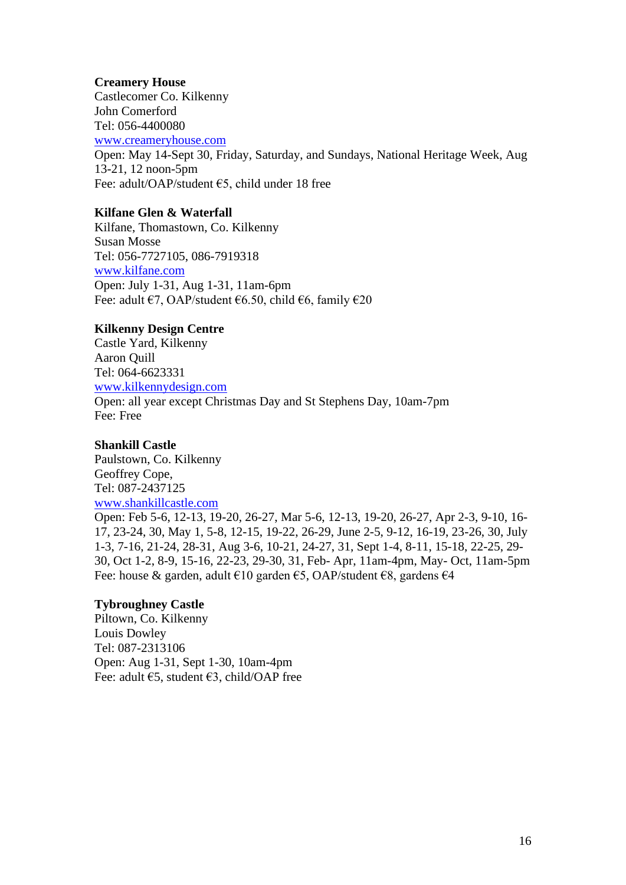**Creamery House**
Castlecomer Co. Kilkenny
John Comerford
Tel: 056-4400080
www.creameryhouse.com
Open: May 14-Sept 30, Friday, Saturday, and Sundays, National Heritage Week, Aug 13-21, 12 noon-5pm
Fee: adult/OAP/student €5, child under 18 free

**Kilfane Glen & Waterfall**
Kilfane, Thomastown, Co. Kilkenny
Susan Mosse
Tel: 056-7727105, 086-7919318
www.kilfane.com
Open: July 1-31, Aug 1-31, 11am-6pm
Fee: adult €7, OAP/student €6.50, child €6, family €20

**Kilkenny Design Centre**
Castle Yard, Kilkenny
Aaron Quill
Tel: 064-6623331
www.kilkennydesign.com
Open: all year except Christmas Day and St Stephens Day, 10am-7pm
Fee: Free

**Shankill Castle**
Paulstown, Co. Kilkenny
Geoffrey Cope,
Tel: 087-2437125
www.shankillcastle.com
Open: Feb 5-6, 12-13, 19-20, 26-27, Mar 5-6, 12-13, 19-20, 26-27, Apr 2-3, 9-10, 16-17, 23-24, 30, May 1, 5-8, 12-15, 19-22, 26-29, June 2-5, 9-12, 16-19, 23-26, 30, July 1-3, 7-16, 21-24, 28-31, Aug 3-6, 10-21, 24-27, 31, Sept 1-4, 8-11, 15-18, 22-25, 29-30, Oct 1-2, 8-9, 15-16, 22-23, 29-30, 31, Feb- Apr, 11am-4pm, May- Oct, 11am-5pm
Fee: house & garden, adult €10 garden €5, OAP/student €8, gardens €4

**Tybroughney Castle**
Piltown, Co. Kilkenny
Louis Dowley
Tel: 087-2313106
Open: Aug 1-31, Sept 1-30, 10am-4pm
Fee: adult €5, student €3, child/OAP free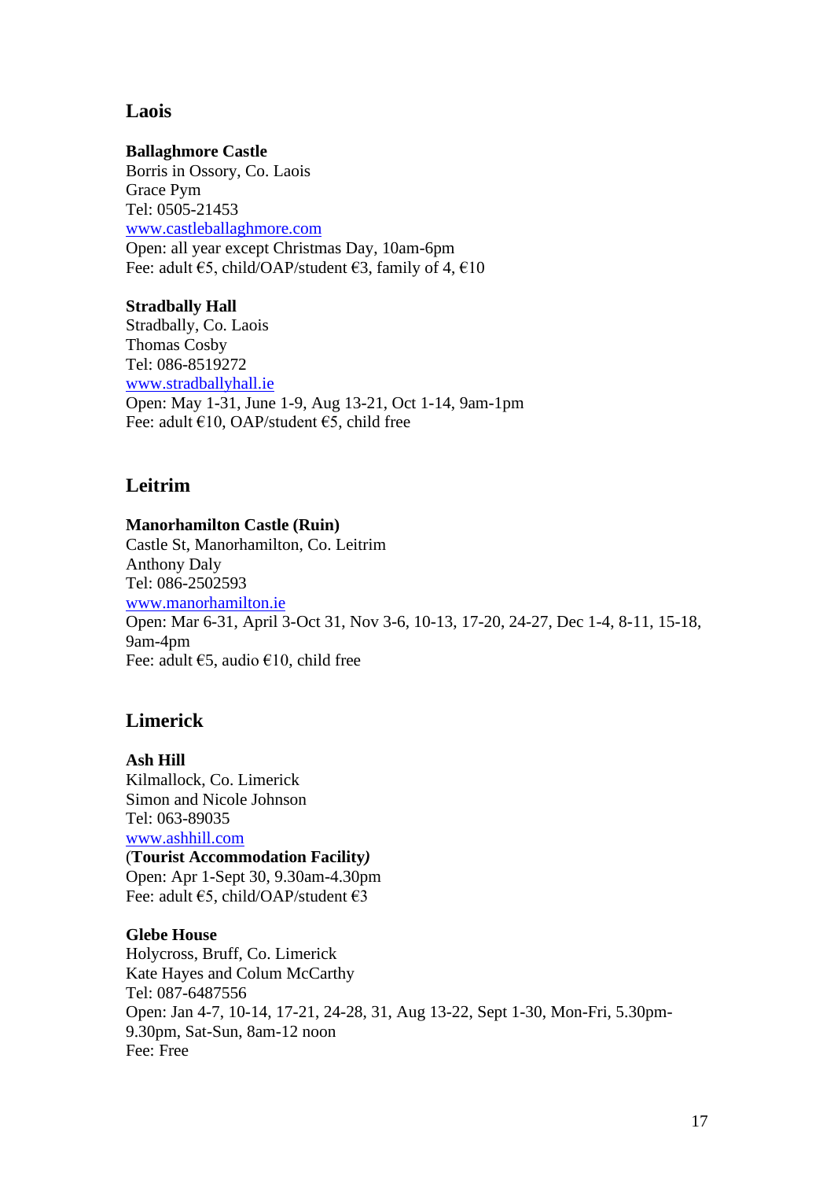## Laois

**Ballaghmore Castle**
Borris in Ossory, Co. Laois
Grace Pym
Tel: 0505-21453
www.castleballaghmore.com
Open: all year except Christmas Day, 10am-6pm
Fee: adult €5, child/OAP/student €3, family of 4, €10

**Stradbally Hall**
Stradbally, Co. Laois
Thomas Cosby
Tel: 086-8519272
www.stradballyhall.ie
Open: May 1-31, June 1-9, Aug 13-21, Oct 1-14, 9am-1pm
Fee: adult €10, OAP/student €5, child free

## Leitrim

**Manorhamilton Castle (Ruin)**
Castle St, Manorhamilton, Co. Leitrim
Anthony Daly
Tel: 086-2502593
www.manorhamilton.ie
Open: Mar 6-31, April 3-Oct 31, Nov 3-6, 10-13, 17-20, 24-27, Dec 1-4, 8-11, 15-18, 9am-4pm
Fee: adult €5, audio €10, child free

## Limerick

**Ash Hill**
Kilmallock, Co. Limerick
Simon and Nicole Johnson
Tel: 063-89035
www.ashhill.com
(**Tourist Accommodation Facility*)***
Open: Apr 1-Sept 30, 9.30am-4.30pm
Fee: adult €5, child/OAP/student €3

**Glebe House**
Holycross, Bruff, Co. Limerick
Kate Hayes and Colum McCarthy
Tel: 087-6487556
Open: Jan 4-7, 10-14, 17-21, 24-28, 31, Aug 13-22, Sept 1-30, Mon-Fri, 5.30pm-9.30pm, Sat-Sun, 8am-12 noon
Fee: Free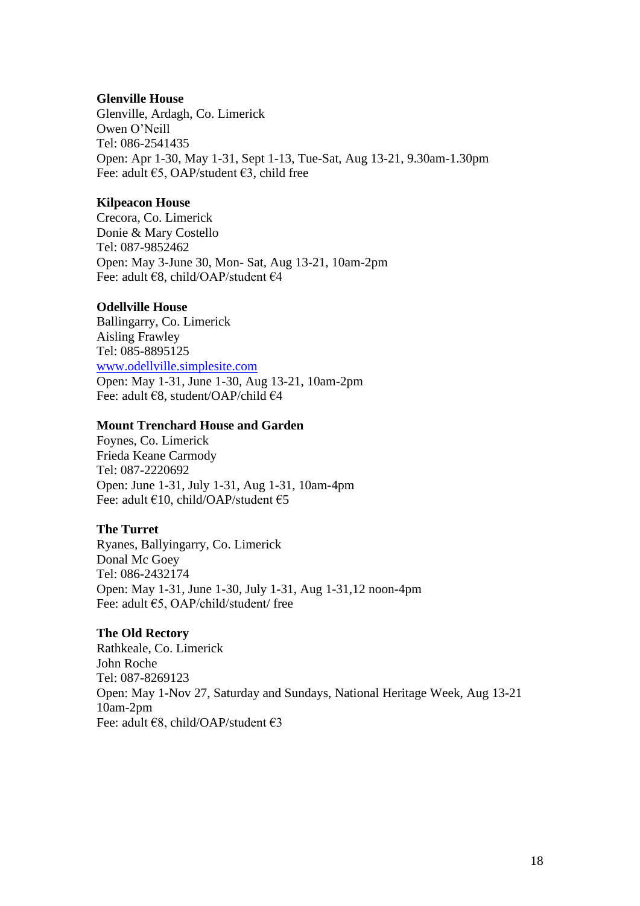**Glenville House**
Glenville, Ardagh, Co. Limerick
Owen O'Neill
Tel: 086-2541435
Open: Apr 1-30, May 1-31, Sept 1-13, Tue-Sat, Aug 13-21, 9.30am-1.30pm
Fee: adult €5, OAP/student €3, child free

**Kilpeacon House**
Crecora, Co. Limerick
Donie & Mary Costello
Tel: 087-9852462
Open: May 3-June 30, Mon- Sat, Aug 13-21, 10am-2pm
Fee: adult €8, child/OAP/student €4

**Odellville House**
Ballingarry, Co. Limerick
Aisling Frawley
Tel: 085-8895125
www.odellville.simplesite.com
Open: May 1-31, June 1-30, Aug 13-21, 10am-2pm
Fee: adult €8, student/OAP/child €4

**Mount Trenchard House and Garden**
Foynes, Co. Limerick
Frieda Keane Carmody
Tel: 087-2220692
Open: June 1-31, July 1-31, Aug 1-31, 10am-4pm
Fee: adult €10, child/OAP/student €5

**The Turret**
Ryanes, Ballyingarry, Co. Limerick
Donal Mc Goey
Tel: 086-2432174
Open: May 1-31, June 1-30, July 1-31, Aug 1-31,12 noon-4pm
Fee: adult €5, OAP/child/student/ free

**The Old Rectory**
Rathkeale, Co. Limerick
John Roche
Tel: 087-8269123
Open: May 1-Nov 27, Saturday and Sundays, National Heritage Week, Aug 13-21 10am-2pm
Fee: adult €8, child/OAP/student €3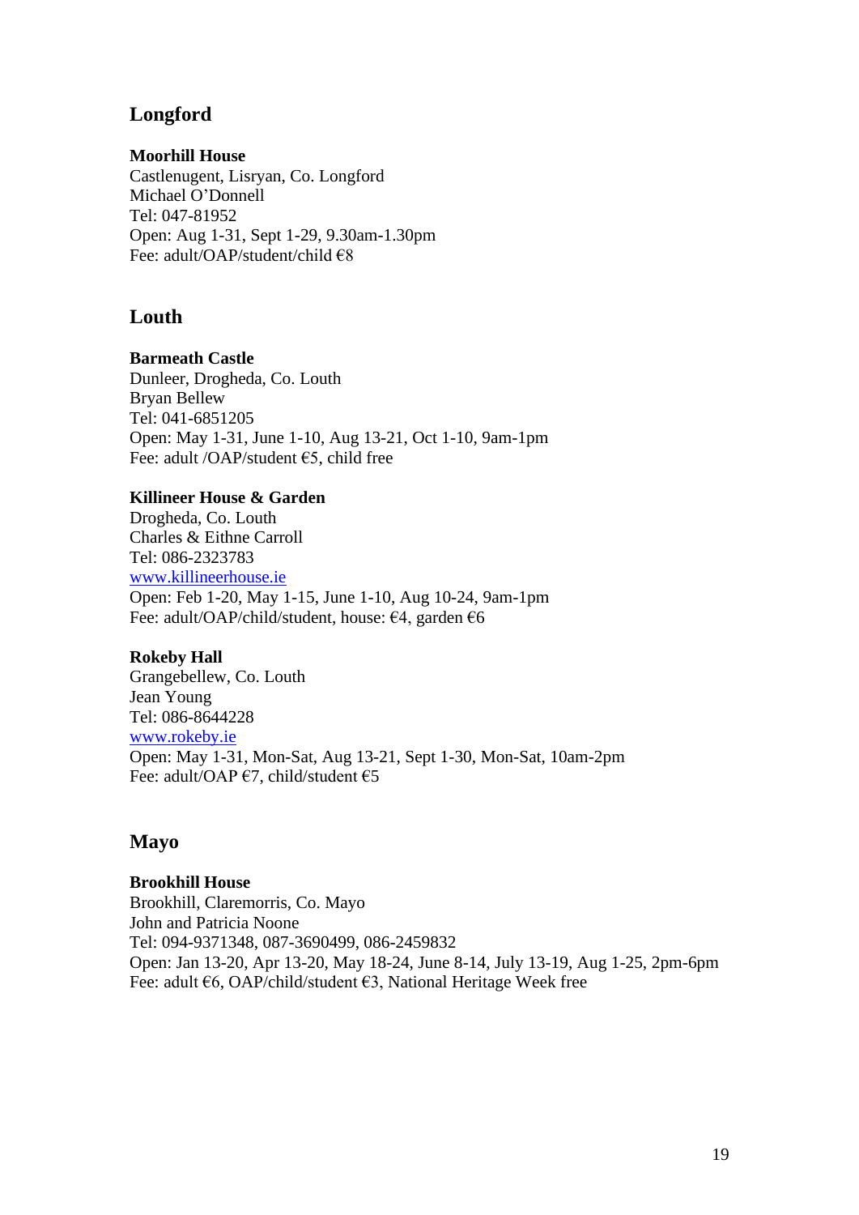## Longford

**Moorhill House**
Castlenugent, Lisryan, Co. Longford
Michael O'Donnell
Tel: 047-81952
Open: Aug 1-31, Sept 1-29, 9.30am-1.30pm
Fee: adult/OAP/student/child €8

## Louth

**Barmeath Castle**
Dunleer, Drogheda, Co. Louth
Bryan Bellew
Tel: 041-6851205
Open: May 1-31, June 1-10, Aug 13-21, Oct 1-10, 9am-1pm
Fee: adult /OAP/student €5, child free

**Killineer House & Garden**
Drogheda, Co. Louth
Charles & Eithne Carroll
Tel: 086-2323783
[www.killineerhouse.ie](http://www.killineerhouse.ie)
Open: Feb 1-20, May 1-15, June 1-10, Aug 10-24, 9am-1pm
Fee: adult/OAP/child/student, house: €4, garden €6

**Rokeby Hall**
Grangebellew, Co. Louth
Jean Young
Tel: 086-8644228
[www.rokeby.ie](http://www.rokeby.ie)
Open: May 1-31, Mon-Sat, Aug 13-21, Sept 1-30, Mon-Sat, 10am-2pm
Fee: adult/OAP €7, child/student €5

## Mayo

**Brookhill House**
Brookhill, Claremorris, Co. Mayo
John and Patricia Noone
Tel: 094-9371348, 087-3690499, 086-2459832
Open: Jan 13-20, Apr 13-20, May 18-24, June 8-14, July 13-19, Aug 1-25, 2pm-6pm
Fee: adult €6, OAP/child/student €3, National Heritage Week free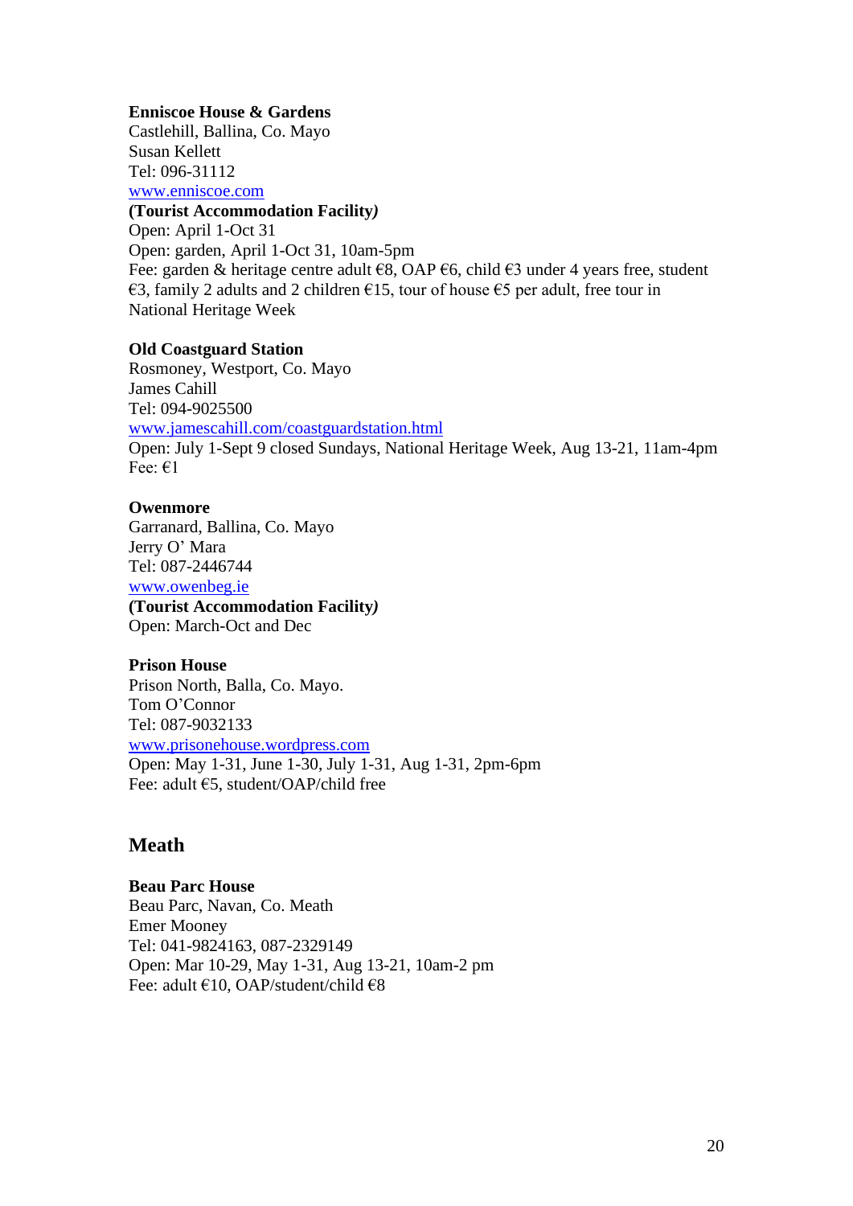**Enniscoe House & Gardens**
Castlehill, Ballina, Co. Mayo
Susan Kellett
Tel: 096-31112
[www.enniscoe.com](http://www.enniscoe.com)
**(Tourist Accommodation Facility)**
Open: April 1-Oct 31
Open: garden, April 1-Oct 31, 10am-5pm
Fee: garden & heritage centre adult €8, OAP €6, child €3 under 4 years free, student €3, family 2 adults and 2 children €15, tour of house €5 per adult, free tour in National Heritage Week

**Old Coastguard Station**
Rosmoney, Westport, Co. Mayo
James Cahill
Tel: 094-9025500
[www.jamescahill.com/coastguardstation.html](http://www.jamescahill.com/coastguardstation.html)
Open: July 1-Sept 9 closed Sundays, National Heritage Week, Aug 13-21, 11am-4pm
Fee: €1

**Owenmore**
Garranard, Ballina, Co. Mayo
Jerry O' Mara
Tel: 087-2446744
[www.owenbeg.ie](http://www.owenbeg.ie)
**(Tourist Accommodation Facility)**
Open: March-Oct and Dec

**Prison House**
Prison North, Balla, Co. Mayo.
Tom O'Connor
Tel: 087-9032133
[www.prisonehouse.wordpress.com](http://www.prisonehouse.wordpress.com)
Open: May 1-31, June 1-30, July 1-31, Aug 1-31, 2pm-6pm
Fee: adult €5, student/OAP/child free

## Meath

**Beau Parc House**
Beau Parc, Navan, Co. Meath
Emer Mooney
Tel: 041-9824163, 087-2329149
Open: Mar 10-29, May 1-31, Aug 13-21, 10am-2 pm
Fee: adult €10, OAP/student/child €8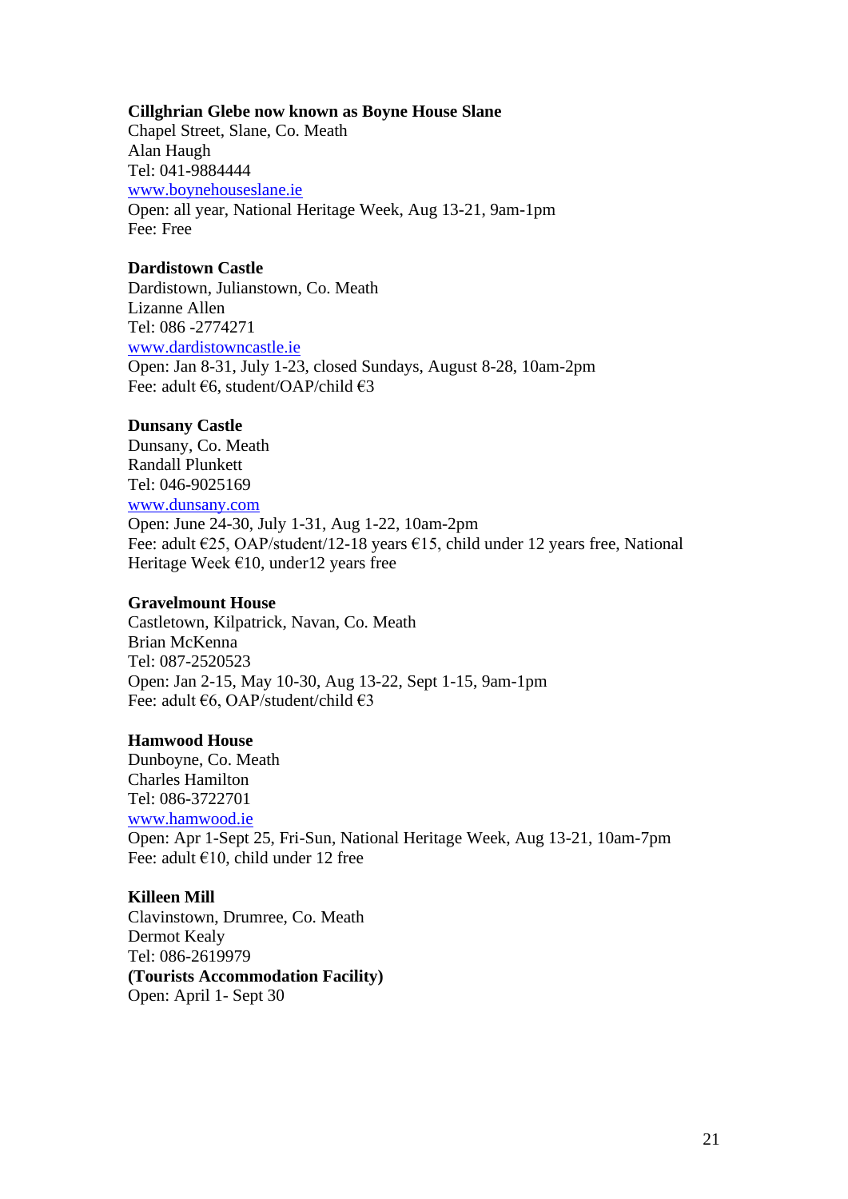**Cillghrian Glebe now known as Boyne House Slane**
Chapel Street, Slane, Co. Meath
Alan Haugh
Tel: 041-9884444
www.boynehouseslane.ie
Open: all year, National Heritage Week, Aug 13-21, 9am-1pm
Fee: Free

**Dardistown Castle**
Dardistown, Julianstown, Co. Meath
Lizanne Allen
Tel: 086 -2774271
www.dardistowncastle.ie
Open: Jan 8-31, July 1-23, closed Sundays, August 8-28, 10am-2pm
Fee: adult €6, student/OAP/child €3

**Dunsany Castle**
Dunsany, Co. Meath
Randall Plunkett
Tel: 046-9025169
www.dunsany.com
Open: June 24-30, July 1-31, Aug 1-22, 10am-2pm
Fee: adult €25, OAP/student/12-18 years €15, child under 12 years free, National Heritage Week €10, under12 years free

**Gravelmount House**
Castletown, Kilpatrick, Navan, Co. Meath
Brian McKenna
Tel: 087-2520523
Open: Jan 2-15, May 10-30, Aug 13-22, Sept 1-15, 9am-1pm
Fee: adult €6, OAP/student/child €3

**Hamwood House**
Dunboyne, Co. Meath
Charles Hamilton
Tel: 086-3722701
www.hamwood.ie
Open: Apr 1-Sept 25, Fri-Sun, National Heritage Week, Aug 13-21, 10am-7pm
Fee: adult €10, child under 12 free

**Killeen Mill**
Clavinstown, Drumree, Co. Meath
Dermot Kealy
Tel: 086-2619979
**(Tourists Accommodation Facility)**
Open: April 1- Sept 30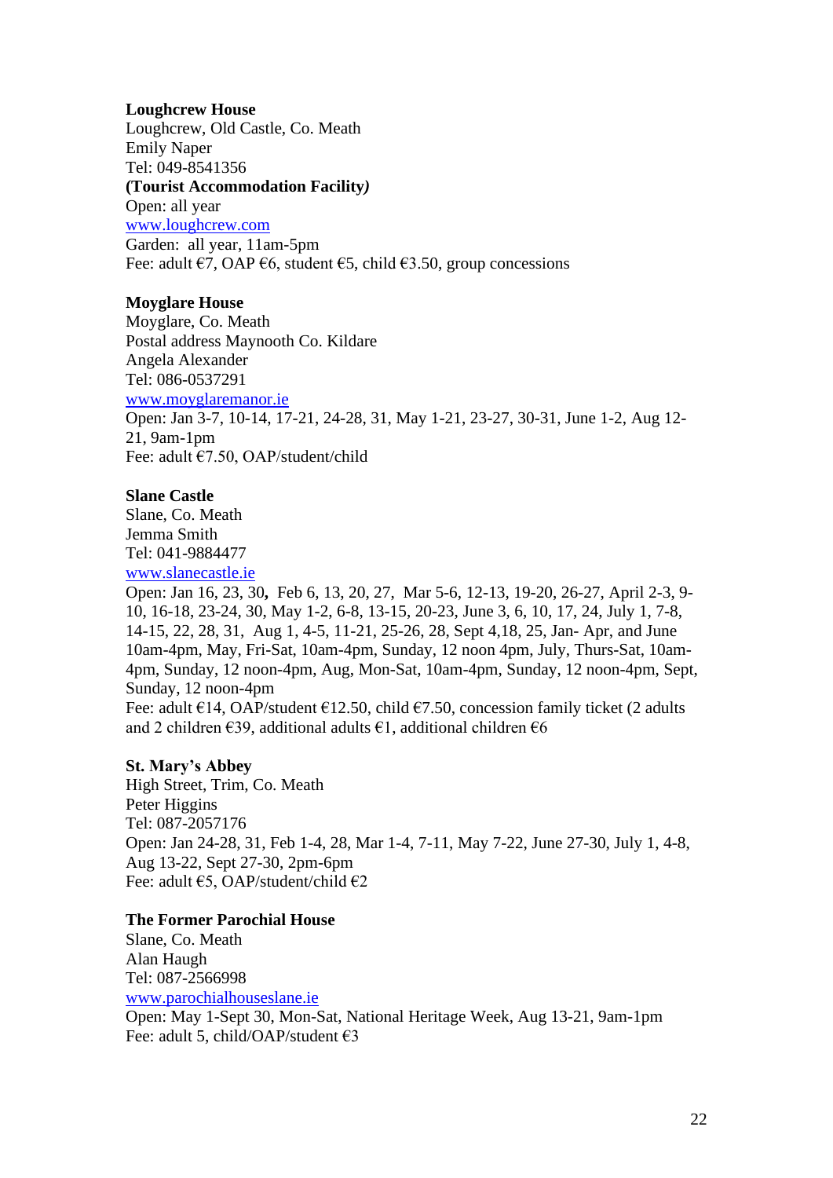**Loughcrew House**
Loughcrew, Old Castle, Co. Meath
Emily Naper
Tel: 049-8541356
**(Tourist Accommodation Facility*)***
Open: all year
[www.loughcrew.com](http://www.loughcrew.com)
Garden: all year, 11am-5pm
Fee: adult €7, OAP €6, student €5, child €3.50, group concessions

**Moyglare House**
Moyglare, Co. Meath
Postal address Maynooth Co. Kildare
Angela Alexander
Tel: 086-0537291
[www.moyglaremanor.ie](http://www.moyglaremanor.ie)
Open: Jan 3-7, 10-14, 17-21, 24-28, 31, May 1-21, 23-27, 30-31, June 1-2, Aug 12-21, 9am-1pm
Fee: adult €7.50, OAP/student/child

**Slane Castle**
Slane, Co. Meath
Jemma Smith
Tel: 041-9884477
[www.slanecastle.ie](http://www.slanecastle.ie)
Open: Jan 16, 23, 30**,** Feb 6, 13, 20, 27, Mar 5-6, 12-13, 19-20, 26-27, April 2-3, 9-10, 16-18, 23-24, 30, May 1-2, 6-8, 13-15, 20-23, June 3, 6, 10, 17, 24, July 1, 7-8, 14-15, 22, 28, 31, Aug 1, 4-5, 11-21, 25-26, 28, Sept 4,18, 25, Jan- Apr, and June 10am-4pm, May, Fri-Sat, 10am-4pm, Sunday, 12 noon 4pm, July, Thurs-Sat, 10am-4pm, Sunday, 12 noon-4pm, Aug, Mon-Sat, 10am-4pm, Sunday, 12 noon-4pm, Sept, Sunday, 12 noon-4pm
Fee: adult €14, OAP/student €12.50, child €7.50, concession family ticket (2 adults and 2 children €39, additional adults €1, additional children €6

**St. Mary's Abbey**
High Street, Trim, Co. Meath
Peter Higgins
Tel: 087-2057176
Open: Jan 24-28, 31, Feb 1-4, 28, Mar 1-4, 7-11, May 7-22, June 27-30, July 1, 4-8, Aug 13-22, Sept 27-30, 2pm-6pm
Fee: adult €5, OAP/student/child €2

**The Former Parochial House**
Slane, Co. Meath
Alan Haugh
Tel: 087-2566998
[www.parochialhouseslane.ie](http://www.parochialhouseslane.ie)
Open: May 1-Sept 30, Mon-Sat, National Heritage Week, Aug 13-21, 9am-1pm
Fee: adult 5, child/OAP/student €3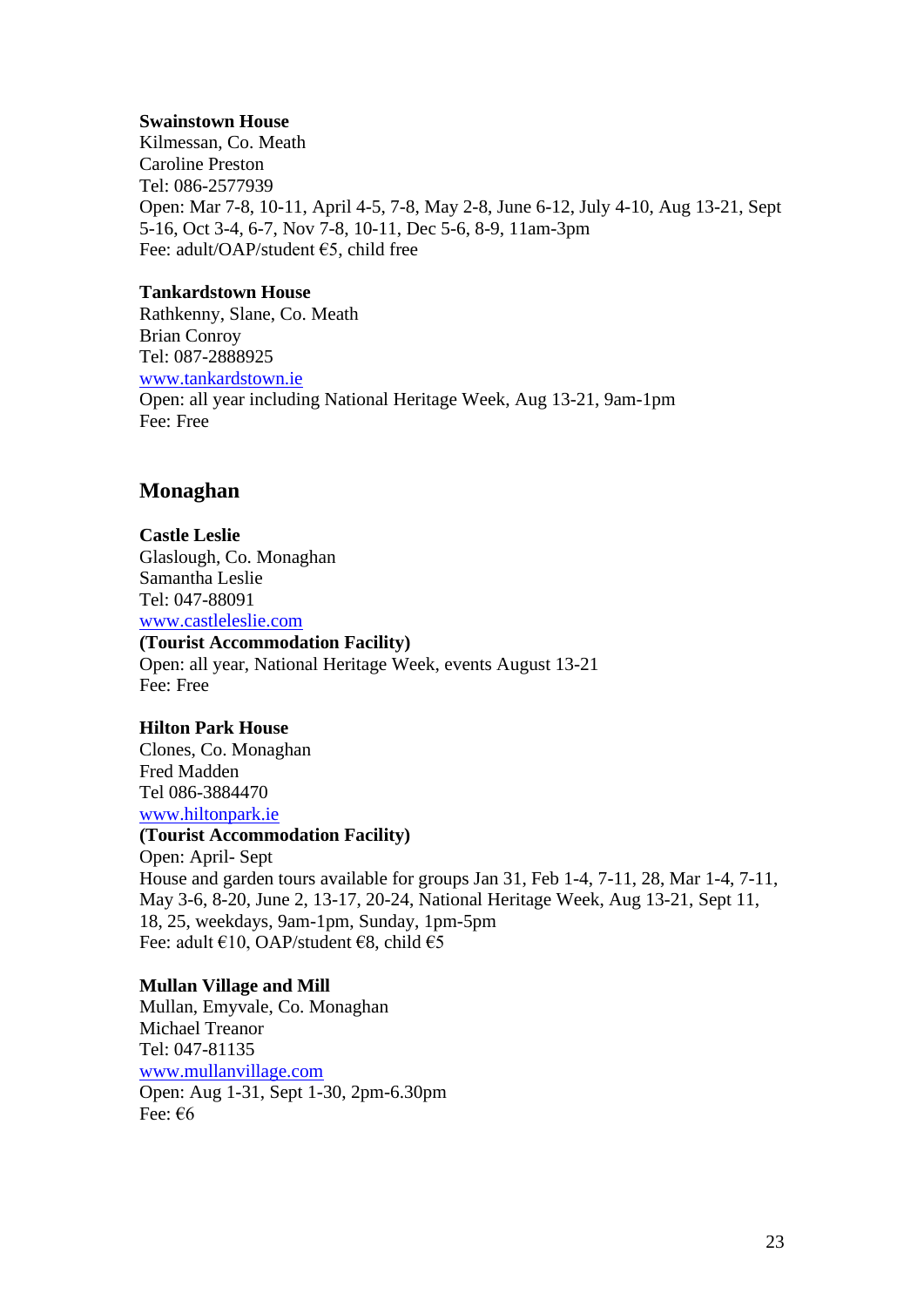**Swainstown House**
Kilmessan, Co. Meath
Caroline Preston
Tel: 086-2577939
Open: Mar 7-8, 10-11, April 4-5, 7-8, May 2-8, June 6-12, July 4-10, Aug 13-21, Sept 5-16, Oct 3-4, 6-7, Nov 7-8, 10-11, Dec 5-6, 8-9, 11am-3pm
Fee: adult/OAP/student €5, child free

**Tankardstown House**
Rathkenny, Slane, Co. Meath
Brian Conroy
Tel: 087-2888925
www.tankardstown.ie
Open: all year including National Heritage Week, Aug 13-21, 9am-1pm
Fee: Free

## Monaghan

**Castle Leslie**
Glaslough, Co. Monaghan
Samantha Leslie
Tel: 047-88091
www.castleleslie.com
**(Tourist Accommodation Facility)**
Open: all year, National Heritage Week, events August 13-21
Fee: Free

**Hilton Park House**
Clones, Co. Monaghan
Fred Madden
Tel 086-3884470
www.hiltonpark.ie
**(Tourist Accommodation Facility)**
Open: April- Sept
House and garden tours available for groups Jan 31, Feb 1-4, 7-11, 28, Mar 1-4, 7-11, May 3-6, 8-20, June 2, 13-17, 20-24, National Heritage Week, Aug 13-21, Sept 11, 18, 25, weekdays, 9am-1pm, Sunday, 1pm-5pm
Fee: adult €10, OAP/student €8, child €5

**Mullan Village and Mill**
Mullan, Emyvale, Co. Monaghan
Michael Treanor
Tel: 047-81135
www.mullanvillage.com
Open: Aug 1-31, Sept 1-30, 2pm-6.30pm
Fee: €6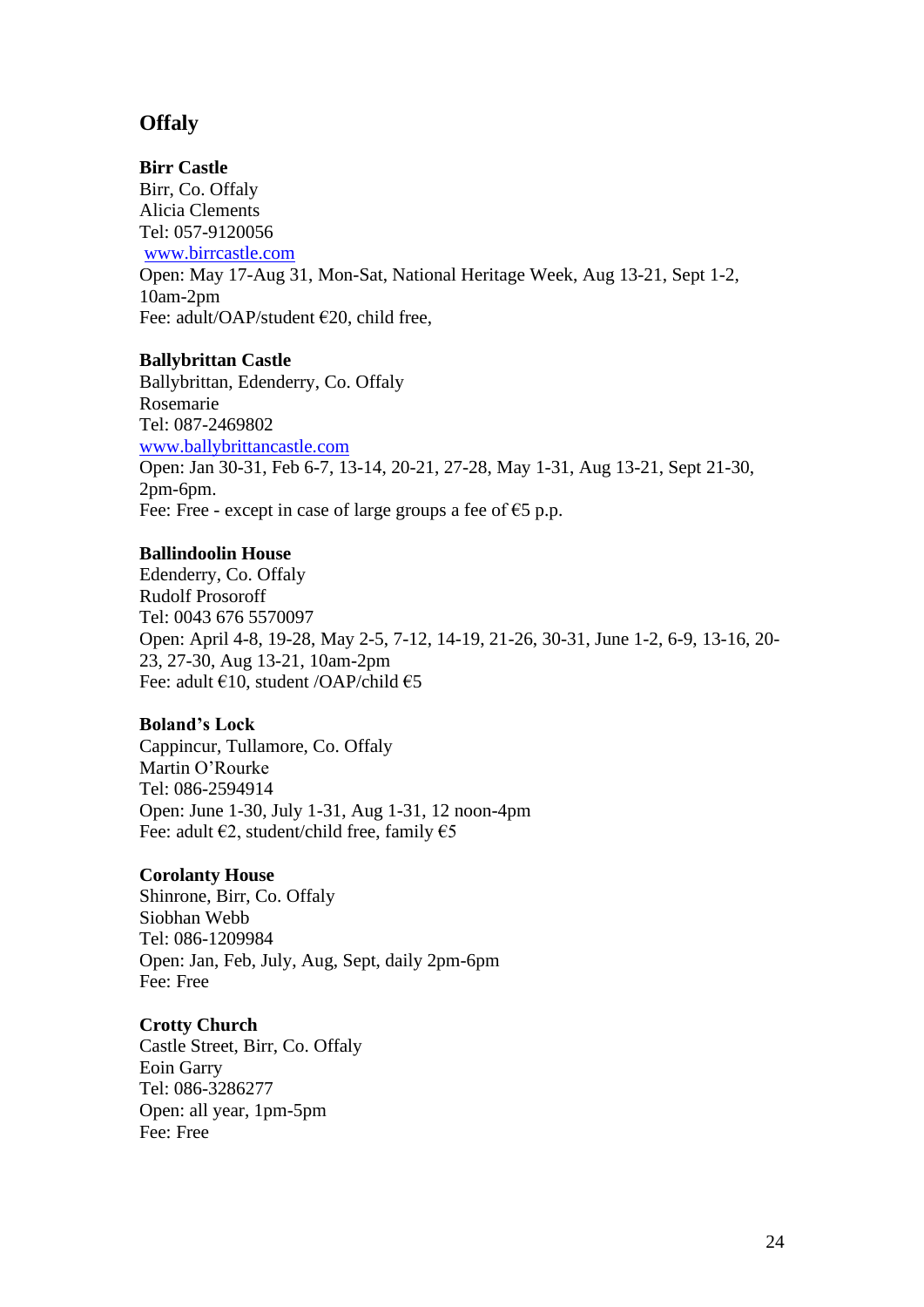## Offaly

**Birr Castle**
Birr, Co. Offaly
Alicia Clements
Tel: 057-9120056
www.birrcastle.com
Open: May 17-Aug 31, Mon-Sat, National Heritage Week, Aug 13-21, Sept 1-2, 10am-2pm
Fee: adult/OAP/student €20, child free,

**Ballybrittan Castle**
Ballybrittan, Edenderry, Co. Offaly
Rosemarie
Tel: 087-2469802
www.ballybrittancastle.com
Open: Jan 30-31, Feb 6-7, 13-14, 20-21, 27-28, May 1-31, Aug 13-21, Sept 21-30, 2pm-6pm.
Fee: Free - except in case of large groups a fee of €5 p.p.

**Ballindoolin House**
Edenderry, Co. Offaly
Rudolf Prosoroff
Tel: 0043 676 5570097
Open: April 4-8, 19-28, May 2-5, 7-12, 14-19, 21-26, 30-31, June 1-2, 6-9, 13-16, 20-23, 27-30, Aug 13-21, 10am-2pm
Fee: adult €10, student /OAP/child €5

**Boland's Lock**
Cappincur, Tullamore, Co. Offaly
Martin O'Rourke
Tel: 086-2594914
Open: June 1-30, July 1-31, Aug 1-31, 12 noon-4pm
Fee: adult €2, student/child free, family €5

**Corolanty House**
Shinrone, Birr, Co. Offaly
Siobhan Webb
Tel: 086-1209984
Open: Jan, Feb, July, Aug, Sept, daily 2pm-6pm
Fee: Free

**Crotty Church**
Castle Street, Birr, Co. Offaly
Eoin Garry
Tel: 086-3286277
Open: all year, 1pm-5pm
Fee: Free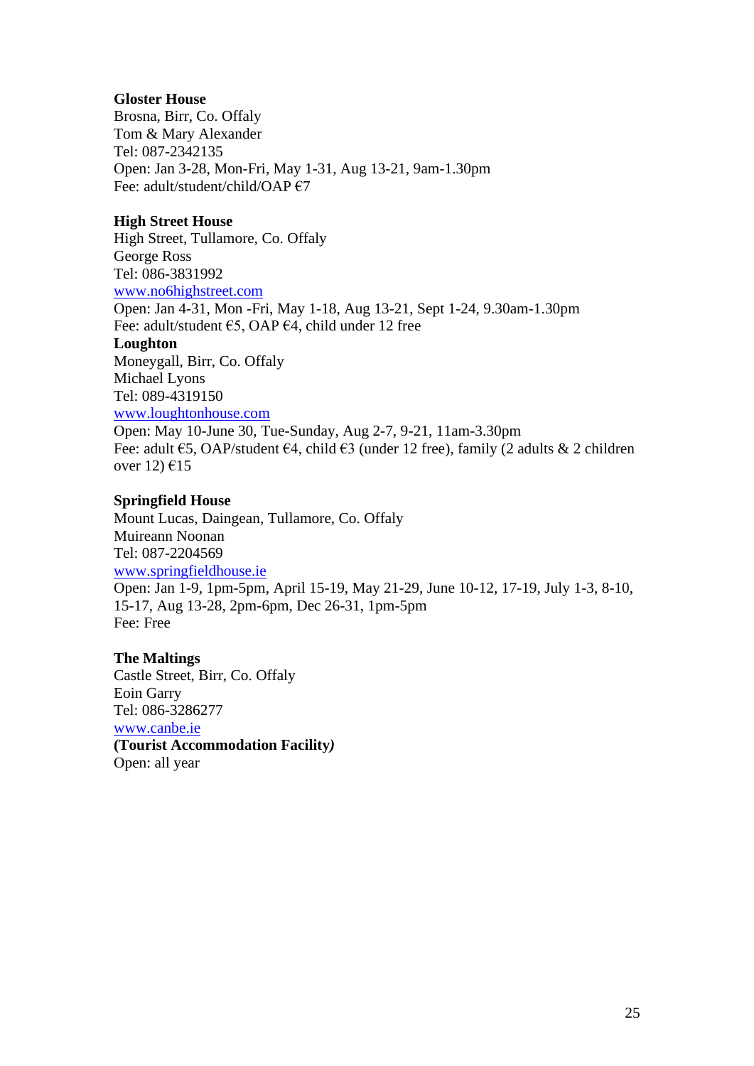**Gloster House**
Brosna, Birr, Co. Offaly
Tom & Mary Alexander
Tel: 087-2342135
Open: Jan 3-28, Mon-Fri, May 1-31, Aug 13-21, 9am-1.30pm
Fee: adult/student/child/OAP €7

**High Street House**
High Street, Tullamore, Co. Offaly
George Ross
Tel: 086-3831992
[www.no6highstreet.com](www.no6highstreet.com)
Open: Jan 4-31, Mon -Fri, May 1-18, Aug 13-21, Sept 1-24, 9.30am-1.30pm
Fee: adult/student €5, OAP €4, child under 12 free

**Loughton**
Moneygall, Birr, Co. Offaly
Michael Lyons
Tel: 089-4319150
[www.loughtonhouse.com](www.loughtonhouse.com)
Open: May 10-June 30, Tue-Sunday, Aug 2-7, 9-21, 11am-3.30pm
Fee: adult €5, OAP/student €4, child €3 (under 12 free), family (2 adults & 2 children over 12) €15

**Springfield House**
Mount Lucas, Daingean, Tullamore, Co. Offaly
Muireann Noonan
Tel: 087-2204569
[www.springfieldhouse.ie](www.springfieldhouse.ie)
Open: Jan 1-9, 1pm-5pm, April 15-19, May 21-29, June 10-12, 17-19, July 1-3, 8-10, 15-17, Aug 13-28, 2pm-6pm, Dec 26-31, 1pm-5pm
Fee: Free

**The Maltings**
Castle Street, Birr, Co. Offaly
Eoin Garry
Tel: 086-3286277
[www.canbe.ie](www.canbe.ie)
**(Tourist Accommodation Facility)**
Open: all year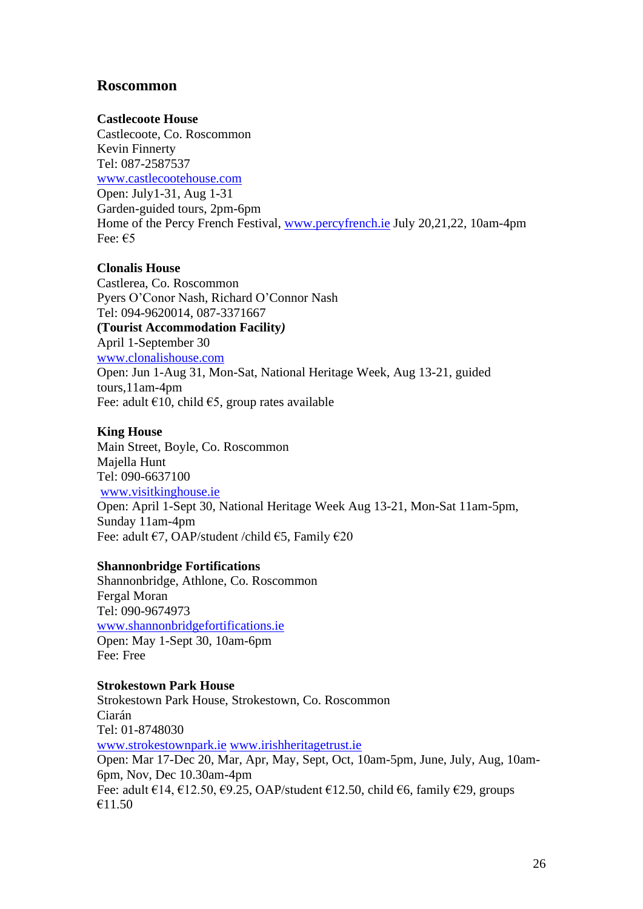## Roscommon

**Castlecoote House**
Castlecoote, Co. Roscommon
Kevin Finnerty
Tel: 087-2587537
www.castlecootehouse.com
Open: July1-31, Aug 1-31
Garden-guided tours, 2pm-6pm
Home of the Percy French Festival, www.percyfrench.ie July 20,21,22, 10am-4pm
Fee: €5

**Clonalis House**
Castlerea, Co. Roscommon
Pyers O'Conor Nash, Richard O'Connor Nash
Tel: 094-9620014, 087-3371667
**(Tourist Accommodation Facility*)***
April 1-September 30
www.clonalishouse.com
Open: Jun 1-Aug 31, Mon-Sat, National Heritage Week, Aug 13-21, guided tours,11am-4pm
Fee: adult €10, child €5, group rates available

**King House**
Main Street, Boyle, Co. Roscommon
Majella Hunt
Tel: 090-6637100
www.visitkinghouse.ie
Open: April 1-Sept 30, National Heritage Week Aug 13-21, Mon-Sat 11am-5pm, Sunday 11am-4pm
Fee: adult €7, OAP/student /child €5, Family €20

**Shannonbridge Fortifications**
Shannonbridge, Athlone, Co. Roscommon
Fergal Moran
Tel: 090-9674973
www.shannonbridgefortifications.ie
Open: May 1-Sept 30, 10am-6pm
Fee: Free

**Strokestown Park House**
Strokestown Park House, Strokestown, Co. Roscommon
Ciarán
Tel: 01-8748030
www.strokestownpark.ie www.irishheritagetrust.ie
Open: Mar 17-Dec 20, Mar, Apr, May, Sept, Oct, 10am-5pm, June, July, Aug, 10am-6pm, Nov, Dec 10.30am-4pm
Fee: adult €14, €12.50, €9.25, OAP/student €12.50, child €6, family €29, groups €11.50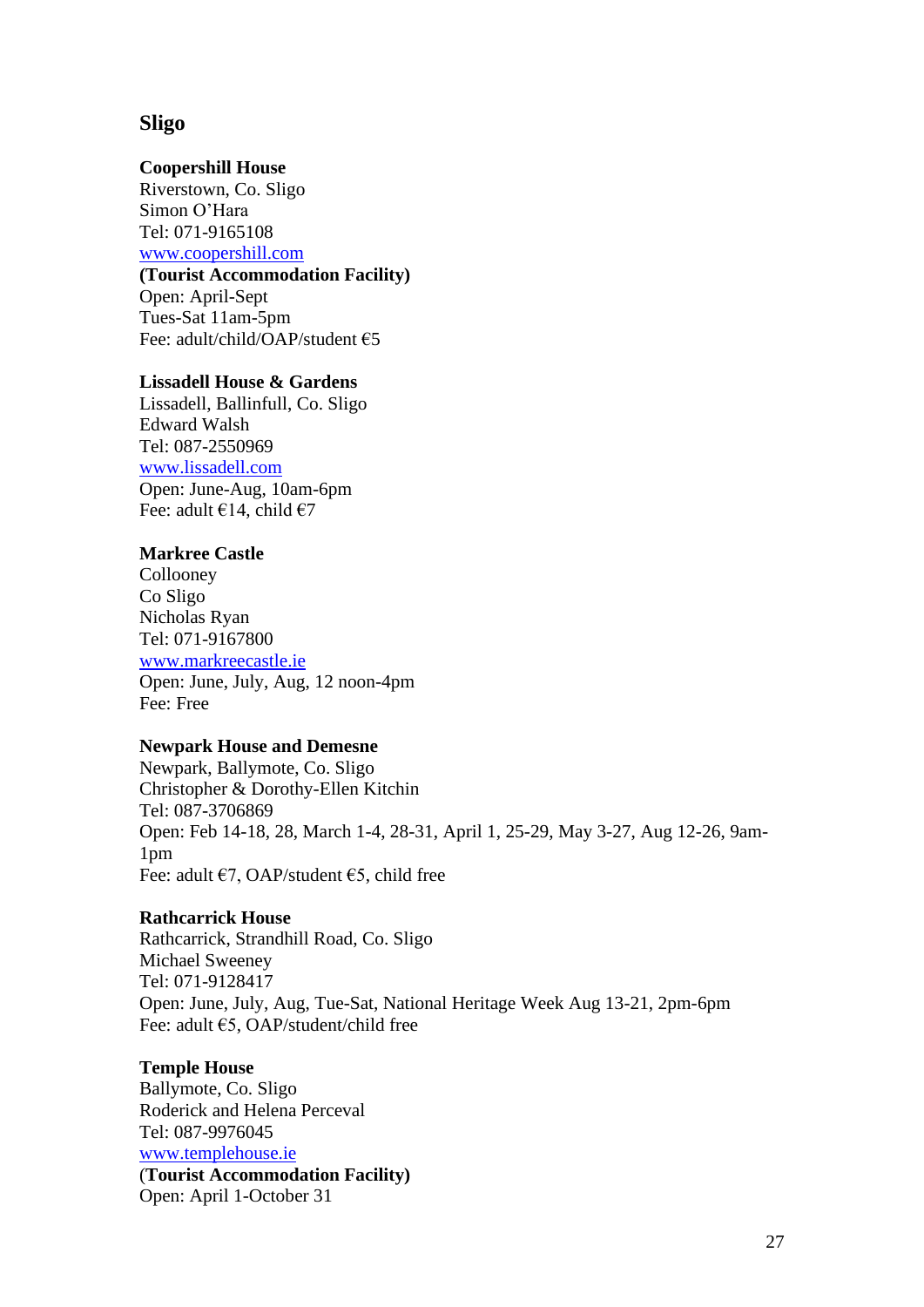## Sligo

**Coopershill House**
Riverstown, Co. Sligo
Simon O'Hara
Tel: 071-9165108
www.coopershill.com
**(Tourist Accommodation Facility)**
Open: April-Sept
Tues-Sat 11am-5pm
Fee: adult/child/OAP/student €5

**Lissadell House & Gardens**
Lissadell, Ballinfull, Co. Sligo
Edward Walsh
Tel: 087-2550969
www.lissadell.com
Open: June-Aug, 10am-6pm
Fee: adult €14, child €7

**Markree Castle**
Collooney
Co Sligo
Nicholas Ryan
Tel: 071-9167800
www.markreecastle.ie
Open: June, July, Aug, 12 noon-4pm
Fee: Free

**Newpark House and Demesne**
Newpark, Ballymote, Co. Sligo
Christopher & Dorothy-Ellen Kitchin
Tel: 087-3706869
Open: Feb 14-18, 28, March 1-4, 28-31, April 1, 25-29, May 3-27, Aug 12-26, 9am-1pm
Fee: adult €7, OAP/student €5, child free

**Rathcarrick House**
Rathcarrick, Strandhill Road, Co. Sligo
Michael Sweeney
Tel: 071-9128417
Open: June, July, Aug, Tue-Sat, National Heritage Week Aug 13-21, 2pm-6pm
Fee: adult €5, OAP/student/child free

**Temple House**
Ballymote, Co. Sligo
Roderick and Helena Perceval
Tel: 087-9976045
www.templehouse.ie
(**Tourist Accommodation Facility)**
Open: April 1-October 31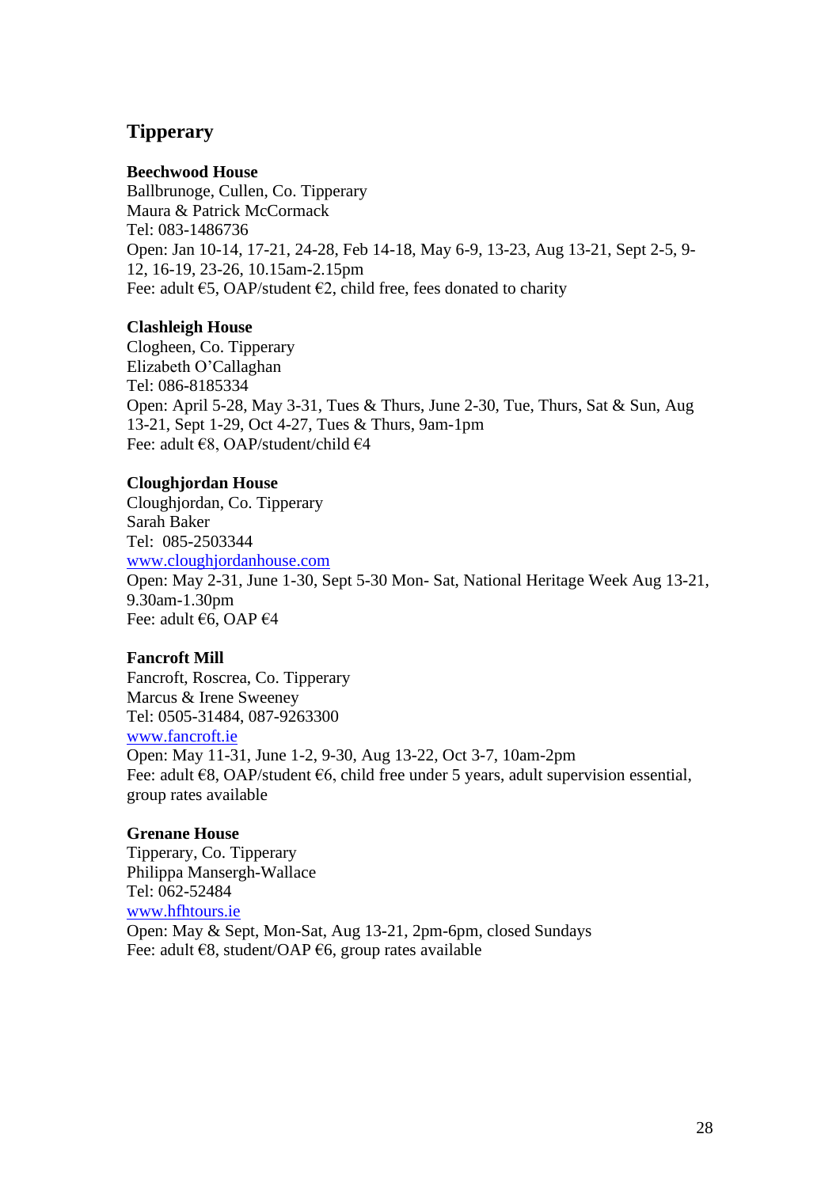## Tipperary

**Beechwood House**
Ballbrunoge, Cullen, Co. Tipperary
Maura & Patrick McCormack
Tel: 083-1486736
Open: Jan 10-14, 17-21, 24-28, Feb 14-18, May 6-9, 13-23, Aug 13-21, Sept 2-5, 9-12, 16-19, 23-26, 10.15am-2.15pm
Fee: adult €5, OAP/student €2, child free, fees donated to charity

**Clashleigh House**
Clogheen, Co. Tipperary
Elizabeth O'Callaghan
Tel: 086-8185334
Open: April 5-28, May 3-31, Tues & Thurs, June 2-30, Tue, Thurs, Sat & Sun, Aug 13-21, Sept 1-29, Oct 4-27, Tues & Thurs, 9am-1pm
Fee: adult €8, OAP/student/child €4

**Cloughjordan House**
Cloughjordan, Co. Tipperary
Sarah Baker
Tel: 085-2503344
www.cloughjordanhouse.com
Open: May 2-31, June 1-30, Sept 5-30 Mon- Sat, National Heritage Week Aug 13-21, 9.30am-1.30pm
Fee: adult €6, OAP €4

**Fancroft Mill**
Fancroft, Roscrea, Co. Tipperary
Marcus & Irene Sweeney
Tel: 0505-31484, 087-9263300
www.fancroft.ie
Open: May 11-31, June 1-2, 9-30, Aug 13-22, Oct 3-7, 10am-2pm
Fee: adult €8, OAP/student €6, child free under 5 years, adult supervision essential, group rates available

**Grenane House**
Tipperary, Co. Tipperary
Philippa Mansergh-Wallace
Tel: 062-52484
www.hfhtours.ie
Open: May & Sept, Mon-Sat, Aug 13-21, 2pm-6pm, closed Sundays
Fee: adult €8, student/OAP €6, group rates available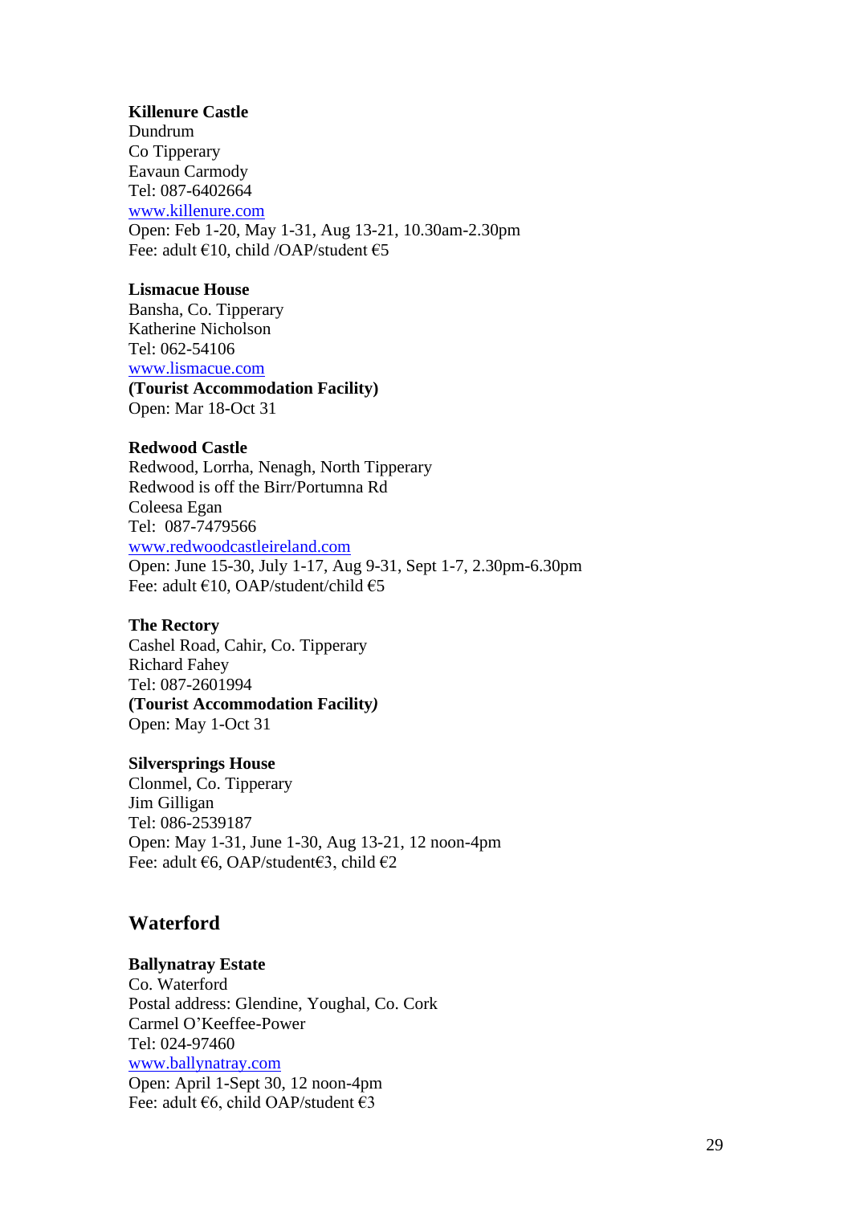**Killenure Castle**
Dundrum
Co Tipperary
Eavaun Carmody
Tel: 087-6402664
[www.killenure.com](http://www.killenure.com)
Open: Feb 1-20, May 1-31, Aug 13-21, 10.30am-2.30pm
Fee: adult €10, child /OAP/student €5

**Lismacue House**
Bansha, Co. Tipperary
Katherine Nicholson
Tel: 062-54106
[www.lismacue.com](http://www.lismacue.com)
**(Tourist Accommodation Facility)**
Open: Mar 18-Oct 31

**Redwood Castle**
Redwood, Lorrha, Nenagh, North Tipperary
Redwood is off the Birr/Portumna Rd
Coleesa Egan
Tel: 087-7479566
[www.redwoodcastleireland.com](http://www.redwoodcastleireland.com)
Open: June 15-30, July 1-17, Aug 9-31, Sept 1-7, 2.30pm-6.30pm
Fee: adult €10, OAP/student/child €5

**The Rectory**
Cashel Road, Cahir, Co. Tipperary
Richard Fahey
Tel: 087-2601994
**(Tourist Accommodation Facility)**
Open: May 1-Oct 31

**Silversprings House**
Clonmel, Co. Tipperary
Jim Gilligan
Tel: 086-2539187
Open: May 1-31, June 1-30, Aug 13-21, 12 noon-4pm
Fee: adult €6, OAP/student€3, child €2

## Waterford

**Ballynatray Estate**
Co. Waterford
Postal address: Glendine, Youghal, Co. Cork
Carmel O'Keeffee-Power
Tel: 024-97460
[www.ballynatray.com](http://www.ballynatray.com)
Open: April 1-Sept 30, 12 noon-4pm
Fee: adult €6, child OAP/student €3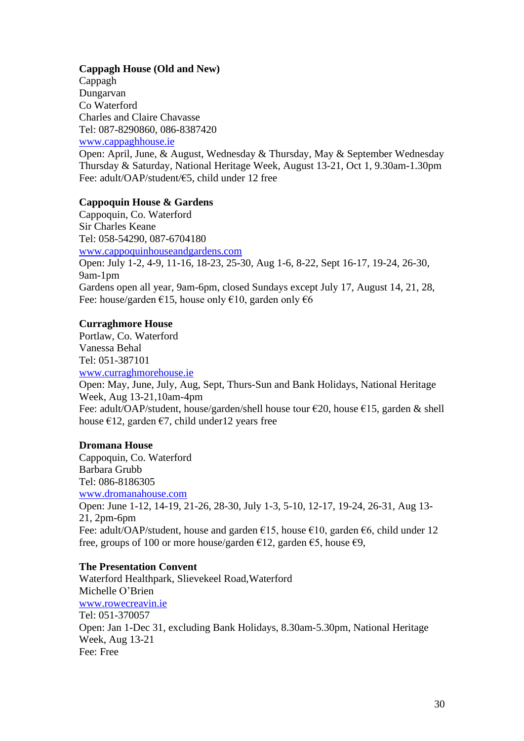**Cappagh House (Old and New)**
Cappagh
Dungarvan
Co Waterford
Charles and Claire Chavasse
Tel: 087-8290860, 086-8387420
www.cappaghhouse.ie
Open: April, June, & August, Wednesday & Thursday, May & September Wednesday Thursday & Saturday, National Heritage Week, August 13-21, Oct 1, 9.30am-1.30pm
Fee: adult/OAP/student/€5, child under 12 free

**Cappoquin House & Gardens**
Cappoquin, Co. Waterford
Sir Charles Keane
Tel: 058-54290, 087-6704180
www.cappoquinhouseandgardens.com
Open: July 1-2, 4-9, 11-16, 18-23, 25-30, Aug 1-6, 8-22, Sept 16-17, 19-24, 26-30, 9am-1pm
Gardens open all year, 9am-6pm, closed Sundays except July 17, August 14, 21, 28,
Fee: house/garden €15, house only €10, garden only €6

**Curraghmore House**
Portlaw, Co. Waterford
Vanessa Behal
Tel: 051-387101
www.curraghmorehouse.ie
Open: May, June, July, Aug, Sept, Thurs-Sun and Bank Holidays, National Heritage Week, Aug 13-21,10am-4pm
Fee: adult/OAP/student, house/garden/shell house tour €20, house €15, garden & shell house €12, garden €7, child under12 years free

**Dromana House**
Cappoquin, Co. Waterford
Barbara Grubb
Tel: 086-8186305
www.dromanahouse.com
Open: June 1-12, 14-19, 21-26, 28-30, July 1-3, 5-10, 12-17, 19-24, 26-31, Aug 13-21, 2pm-6pm
Fee: adult/OAP/student, house and garden €15, house €10, garden €6, child under 12 free, groups of 100 or more house/garden €12, garden €5, house €9,

**The Presentation Convent**
Waterford Healthpark, Slievekeel Road,Waterford
Michelle O'Brien
www.rowecreavin.ie
Tel: 051-370057
Open: Jan 1-Dec 31, excluding Bank Holidays, 8.30am-5.30pm, National Heritage Week, Aug 13-21
Fee: Free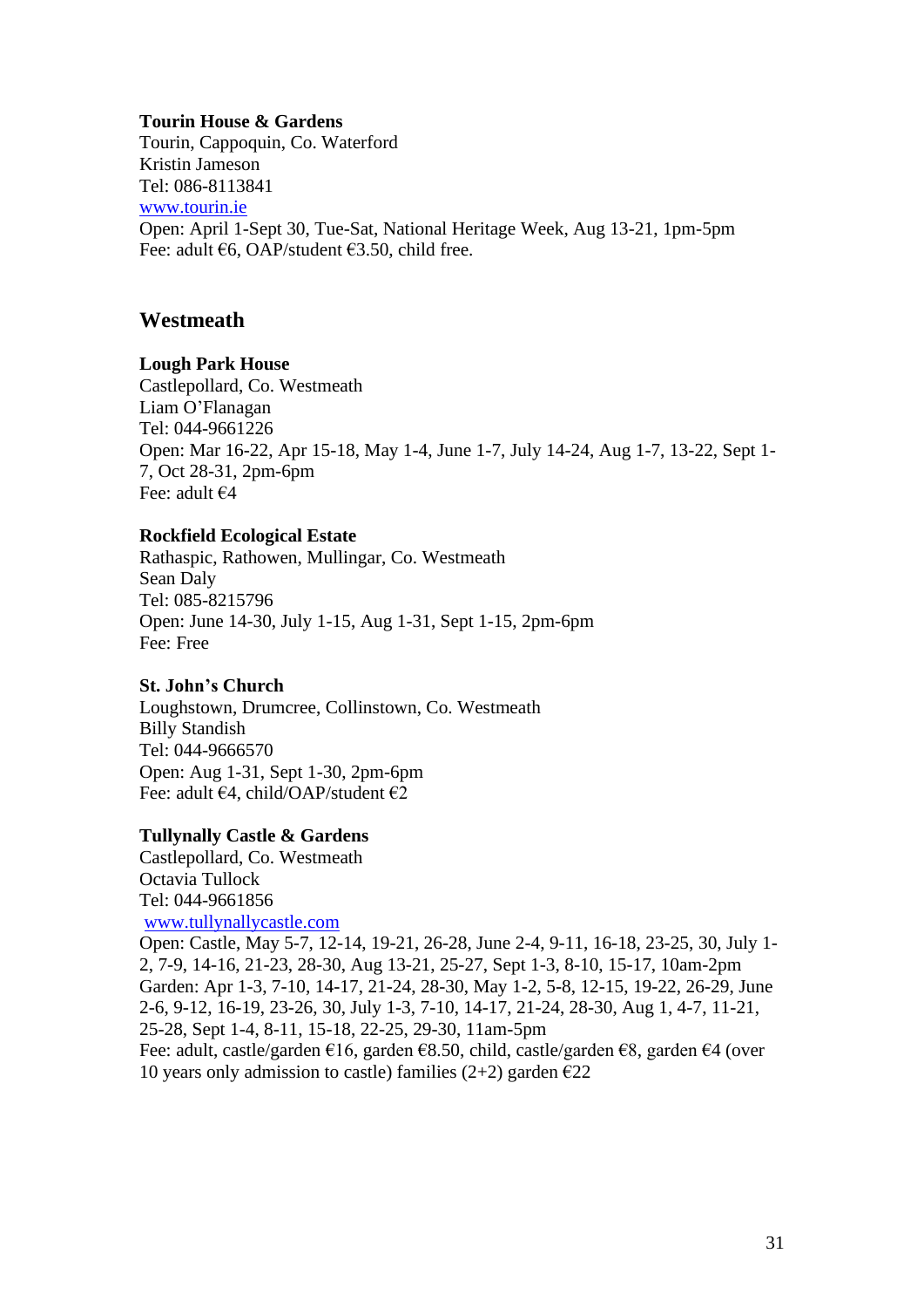**Tourin House & Gardens**
Tourin, Cappoquin, Co. Waterford
Kristin Jameson
Tel: 086-8113841
www.tourin.ie
Open: April 1-Sept 30, Tue-Sat, National Heritage Week, Aug 13-21, 1pm-5pm
Fee: adult €6, OAP/student €3.50, child free.

## Westmeath

**Lough Park House**
Castlepollard, Co. Westmeath
Liam O'Flanagan
Tel: 044-9661226
Open: Mar 16-22, Apr 15-18, May 1-4, June 1-7, July 14-24, Aug 1-7, 13-22, Sept 1-7, Oct 28-31, 2pm-6pm
Fee: adult €4

**Rockfield Ecological Estate**
Rathaspic, Rathowen, Mullingar, Co. Westmeath
Sean Daly
Tel: 085-8215796
Open: June 14-30, July 1-15, Aug 1-31, Sept 1-15, 2pm-6pm
Fee: Free

**St. John's Church**
Loughstown, Drumcree, Collinstown, Co. Westmeath
Billy Standish
Tel: 044-9666570
Open: Aug 1-31, Sept 1-30, 2pm-6pm
Fee: adult €4, child/OAP/student €2

**Tullynally Castle & Gardens**
Castlepollard, Co. Westmeath
Octavia Tullock
Tel: 044-9661856
www.tullynallycastle.com
Open: Castle, May 5-7, 12-14, 19-21, 26-28, June 2-4, 9-11, 16-18, 23-25, 30, July 1-2, 7-9, 14-16, 21-23, 28-30, Aug 13-21, 25-27, Sept 1-3, 8-10, 15-17, 10am-2pm
Garden: Apr 1-3, 7-10, 14-17, 21-24, 28-30, May 1-2, 5-8, 12-15, 19-22, 26-29, June 2-6, 9-12, 16-19, 23-26, 30, July 1-3, 7-10, 14-17, 21-24, 28-30, Aug 1, 4-7, 11-21, 25-28, Sept 1-4, 8-11, 15-18, 22-25, 29-30, 11am-5pm
Fee: adult, castle/garden €16, garden €8.50, child, castle/garden €8, garden €4 (over 10 years only admission to castle) families (2+2) garden €22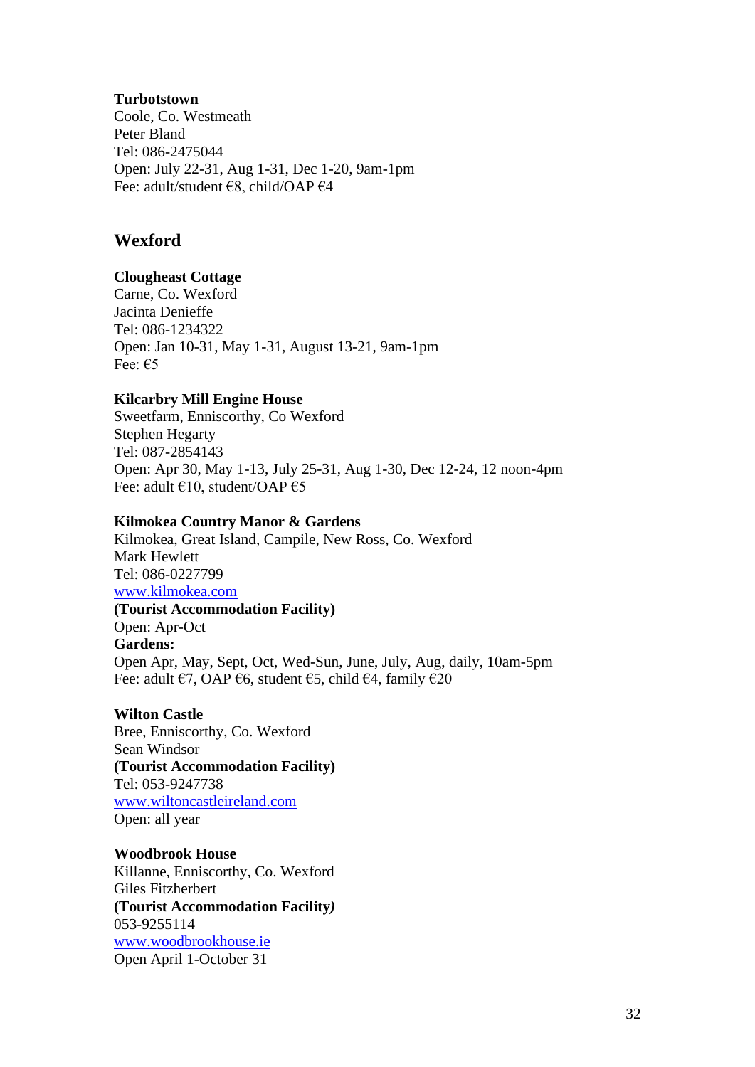**Turbotstown**
Coole, Co. Westmeath
Peter Bland
Tel: 086-2475044
Open: July 22-31, Aug 1-31, Dec 1-20, 9am-1pm
Fee: adult/student €8, child/OAP €4

## Wexford

**Clougheast Cottage**
Carne, Co. Wexford
Jacinta Denieffe
Tel: 086-1234322
Open: Jan 10-31, May 1-31, August 13-21, 9am-1pm
Fee: €5

**Kilcarbry Mill Engine House**
Sweetfarm, Enniscorthy, Co Wexford
Stephen Hegarty
Tel: 087-2854143
Open: Apr 30, May 1-13, July 25-31, Aug 1-30, Dec 12-24, 12 noon-4pm
Fee: adult €10, student/OAP €5

**Kilmokea Country Manor & Gardens**
Kilmokea, Great Island, Campile, New Ross, Co. Wexford
Mark Hewlett
Tel: 086-0227799
www.kilmokea.com
**(Tourist Accommodation Facility)**
Open: Apr-Oct
**Gardens:**
Open Apr, May, Sept, Oct, Wed-Sun, June, July, Aug, daily, 10am-5pm
Fee: adult €7, OAP €6, student €5, child €4, family €20

**Wilton Castle**
Bree, Enniscorthy, Co. Wexford
Sean Windsor
**(Tourist Accommodation Facility)**
Tel: 053-9247738
www.wiltoncastleireland.com
Open: all year

**Woodbrook House**
Killanne, Enniscorthy, Co. Wexford
Giles Fitzherbert
**(Tourist Accommodation Facility)**
053-9255114
www.woodbrookhouse.ie
Open April 1-October 31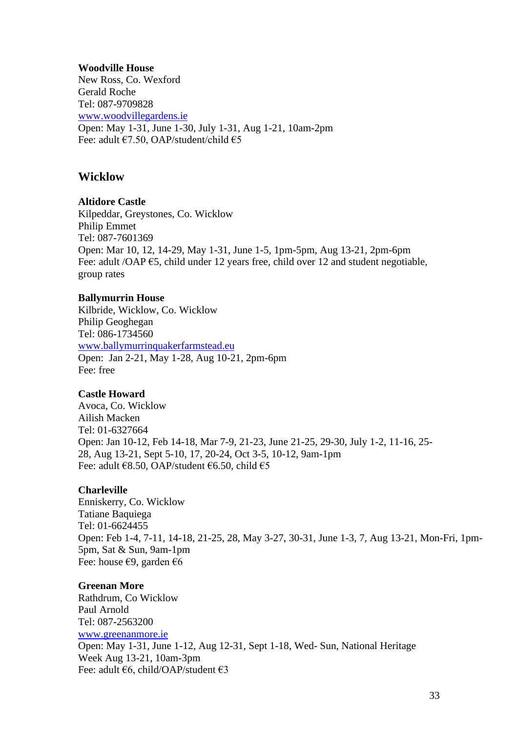**Woodville House**
New Ross, Co. Wexford
Gerald Roche
Tel: 087-9709828
www.woodvillegardens.ie
Open: May 1-31, June 1-30, July 1-31, Aug 1-21, 10am-2pm
Fee: adult €7.50, OAP/student/child €5

## Wicklow

**Altidore Castle**
Kilpeddar, Greystones, Co. Wicklow
Philip Emmet
Tel: 087-7601369
Open: Mar 10, 12, 14-29, May 1-31, June 1-5, 1pm-5pm, Aug 13-21, 2pm-6pm
Fee: adult /OAP €5, child under 12 years free, child over 12 and student negotiable, group rates

**Ballymurrin House**
Kilbride, Wicklow, Co. Wicklow
Philip Geoghegan
Tel: 086-1734560
www.ballymurrinquakerfarmstead.eu
Open: Jan 2-21, May 1-28, Aug 10-21, 2pm-6pm
Fee: free

**Castle Howard**
Avoca, Co. Wicklow
Ailish Macken
Tel: 01-6327664
Open: Jan 10-12, Feb 14-18, Mar 7-9, 21-23, June 21-25, 29-30, July 1-2, 11-16, 25-28, Aug 13-21, Sept 5-10, 17, 20-24, Oct 3-5, 10-12, 9am-1pm
Fee: adult €8.50, OAP/student €6.50, child €5

**Charleville**
Enniskerry, Co. Wicklow
Tatiane Baquiega
Tel: 01-6624455
Open: Feb 1-4, 7-11, 14-18, 21-25, 28, May 3-27, 30-31, June 1-3, 7, Aug 13-21, Mon-Fri, 1pm-5pm, Sat & Sun, 9am-1pm
Fee: house €9, garden €6

**Greenan More**
Rathdrum, Co Wicklow
Paul Arnold
Tel: 087-2563200
www.greenanmore.ie
Open: May 1-31, June 1-12, Aug 12-31, Sept 1-18, Wed- Sun, National Heritage Week Aug 13-21, 10am-3pm
Fee: adult €6, child/OAP/student €3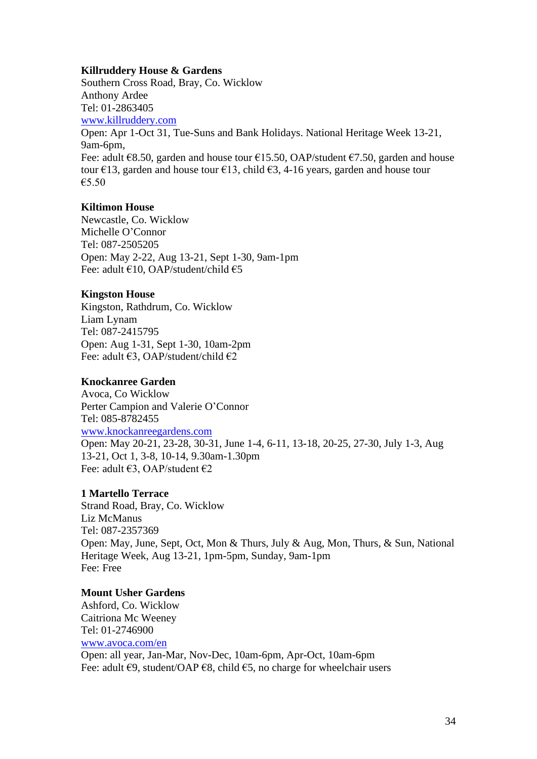**Killruddery House & Gardens**
Southern Cross Road, Bray, Co. Wicklow
Anthony Ardee
Tel: 01-2863405
[www.killruddery.com](http://www.killruddery.com)
Open: Apr 1-Oct 31, Tue-Suns and Bank Holidays. National Heritage Week 13-21, 9am-6pm,
Fee: adult €8.50, garden and house tour €15.50, OAP/student €7.50, garden and house tour €13, garden and house tour €13, child €3, 4-16 years, garden and house tour €5.50

**Kiltimon House**
Newcastle, Co. Wicklow
Michelle O'Connor
Tel: 087-2505205
Open: May 2-22, Aug 13-21, Sept 1-30, 9am-1pm
Fee: adult €10, OAP/student/child €5

**Kingston House**
Kingston, Rathdrum, Co. Wicklow
Liam Lynam
Tel: 087-2415795
Open: Aug 1-31, Sept 1-30, 10am-2pm
Fee: adult €3, OAP/student/child €2

**Knockanree Garden**
Avoca, Co Wicklow
Perter Campion and Valerie O'Connor
Tel: 085-8782455
[www.knockanreegardens.com](http://www.knockanreegardens.com)
Open: May 20-21, 23-28, 30-31, June 1-4, 6-11, 13-18, 20-25, 27-30, July 1-3, Aug 13-21, Oct 1, 3-8, 10-14, 9.30am-1.30pm
Fee: adult €3, OAP/student €2

**1 Martello Terrace**
Strand Road, Bray, Co. Wicklow
Liz McManus
Tel: 087-2357369
Open: May, June, Sept, Oct, Mon & Thurs, July & Aug, Mon, Thurs, & Sun, National Heritage Week, Aug 13-21, 1pm-5pm, Sunday, 9am-1pm
Fee: Free

**Mount Usher Gardens**
Ashford, Co. Wicklow
Caitriona Mc Weeney
Tel: 01-2746900
[www.avoca.com/en](http://www.avoca.com/en)
Open: all year, Jan-Mar, Nov-Dec, 10am-6pm, Apr-Oct, 10am-6pm
Fee: adult €9, student/OAP €8, child €5, no charge for wheelchair users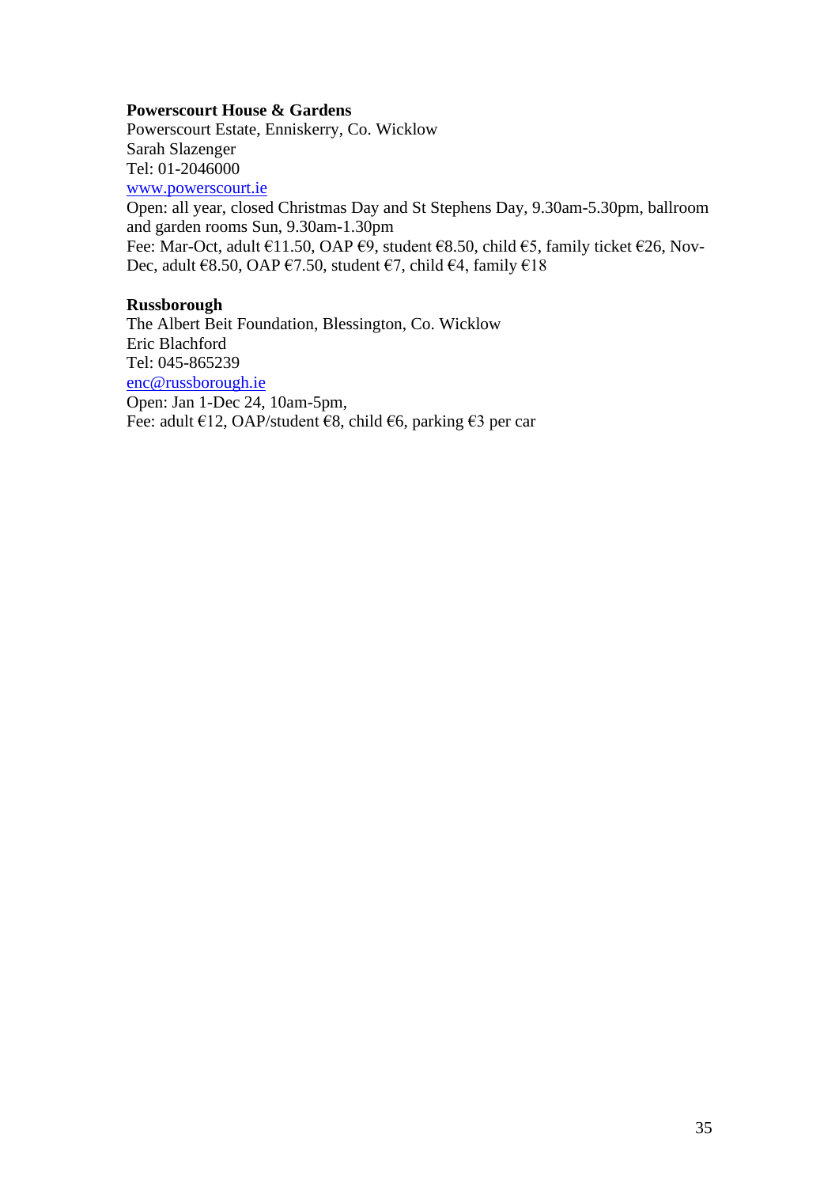**Powerscourt House & Gardens**
Powerscourt Estate, Enniskerry, Co. Wicklow
Sarah Slazenger
Tel: 01-2046000
www.powerscourt.ie
Open: all year, closed Christmas Day and St Stephens Day, 9.30am-5.30pm, ballroom and garden rooms Sun, 9.30am-1.30pm
Fee: Mar-Oct, adult €11.50, OAP €9, student €8.50, child €5, family ticket €26, Nov-Dec, adult €8.50, OAP €7.50, student €7, child €4, family €18

**Russborough**
The Albert Beit Foundation, Blessington, Co. Wicklow
Eric Blachford
Tel: 045-865239
enc@russborough.ie
Open: Jan 1-Dec 24, 10am-5pm,
Fee: adult €12, OAP/student €8, child €6, parking €3 per car